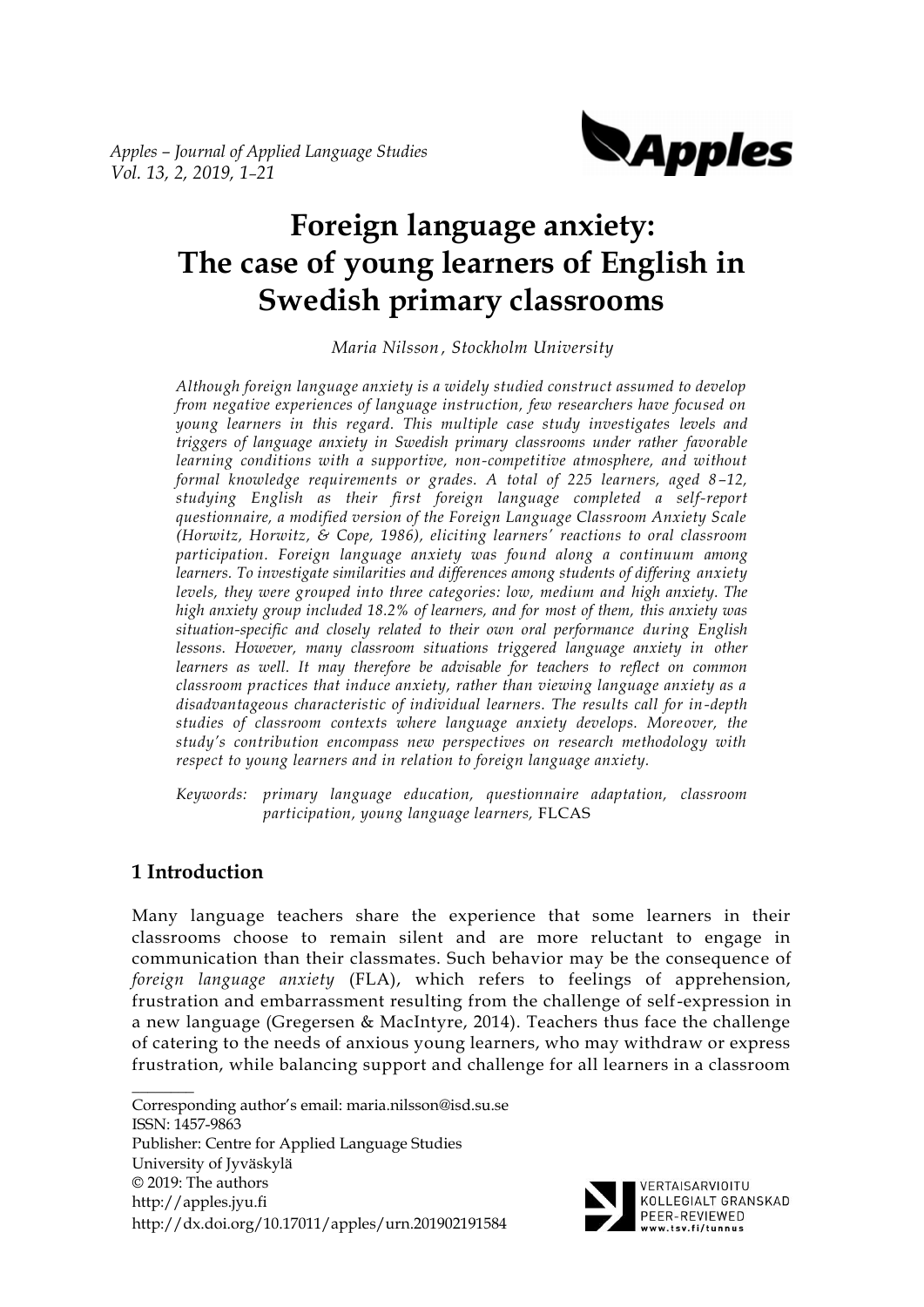# Foreign language anxiety: The case of young learners of English in Swedish primary classrooms

*Maria Nilsson, Stockholm University*

*Although foreign language anxiety is a widely studied construct assumed to develop from negative experiences of language instruction, few researchers have focused on young learners in this regard. This multiple case study investigates levels and triggers of language anxiety in Swedish primary classrooms under rather favorable learning conditions with a supportive, non-competitive atmosphere, and without formal knowledge requirements or grades. A total of 225 learners, aged 8–12, studying English as their first foreign language completed a self-report questionnaire, a modified version of the Foreign Language Classroom Anxiety Scale (Horwitz, Horwitz, & Cope, 1986), eliciting learners' reactions to oral classroom participation. Foreign language anxiety was found along a continuum among learners. To investigate similarities and differences among students of differing anxiety levels, they were grouped into three categories: low, medium and high anxiety. The high anxiety group included 18.2% of learners, and for most of them, this anxiety was situation-specific and closely related to their own oral performance during English lessons. However, many classroom situations triggered language anxiety in other learners as well. It may therefore be advisable for teachers to reflect on common classroom practices that induce anxiety, rather than viewing language anxiety as a disadvantageous characteristic of individual learners. The results call for in-depth studies of classroom contexts where language anxiety develops. Moreover, the study's contribution encompass new perspectives on research methodology with respect to young learners and in relation to foreign language anxiety.*

Keywords: *primary language education, questionnaire adaptation, classroom participation, young language learners,* FLCAS

## 1 Introduction

Many language teachers share the experience that some learners in their classrooms choose to remain silent and are more reluctant to engage in communication than their classmates. Such behavior may be the consequence of *foreign language anxiety* (FLA), which refers to feelings of apprehension, frustration and embarrassment resulting from the challenge of self-expression in a new language (Gregersen & MacIntyre, 2014). Teachers thus face the challenge of catering to the needs of anxious young learners, who may withdraw or express frustration, while balancing support and challenge for all learners in a classroom

---

Corresponding author's email: maria.nilsson@isd.su.se
ISSN: 1457-9863
Publisher: Centre for Applied Language Studies
University of Jyväskylä
© 2019: The authors
http://apples.jyu.fi
http://dx.doi.org/10.17011/apples/urn.201902191584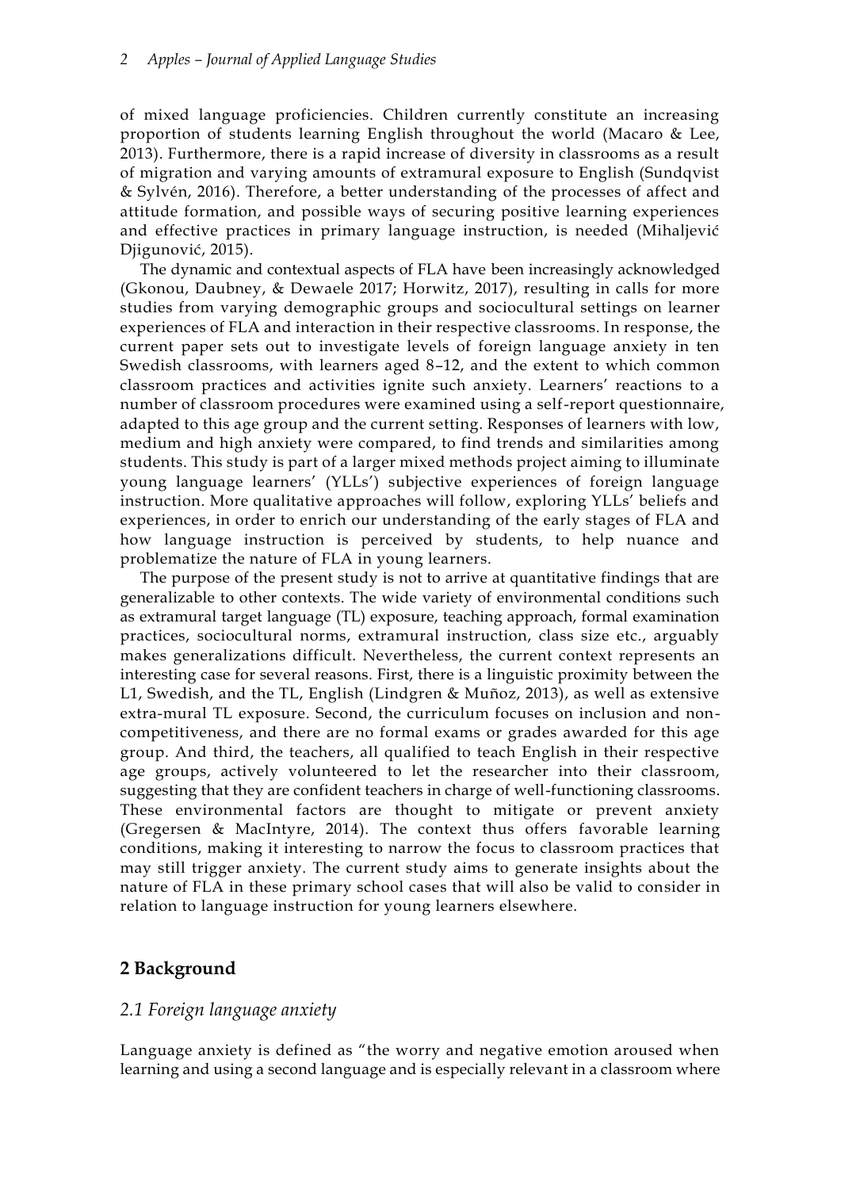of mixed language proficiencies. Children currently constitute an increasing proportion of students learning English throughout the world (Macaro & Lee, 2013). Furthermore, there is a rapid increase of diversity in classrooms as a result of migration and varying amounts of extramural exposure to English (Sundqvist & Sylvén, 2016). Therefore, a better understanding of the processes of affect and attitude formation, and possible ways of securing positive learning experiences and effective practices in primary language instruction, is needed (Mihaljević Djigunović, 2015).

The dynamic and contextual aspects of FLA have been increasingly acknowledged (Gkonou, Daubney, & Dewaele 2017; Horwitz, 2017), resulting in calls for more studies from varying demographic groups and sociocultural settings on learner experiences of FLA and interaction in their respective classrooms. In response, the current paper sets out to investigate levels of foreign language anxiety in ten Swedish classrooms, with learners aged 8–12, and the extent to which common classroom practices and activities ignite such anxiety. Learners' reactions to a number of classroom procedures were examined using a self-report questionnaire, adapted to this age group and the current setting. Responses of learners with low, medium and high anxiety were compared, to find trends and similarities among students. This study is part of a larger mixed methods project aiming to illuminate young language learners' (YLLs') subjective experiences of foreign language instruction. More qualitative approaches will follow, exploring YLLs' beliefs and experiences, in order to enrich our understanding of the early stages of FLA and how language instruction is perceived by students, to help nuance and problematize the nature of FLA in young learners.

The purpose of the present study is not to arrive at quantitative findings that are generalizable to other contexts. The wide variety of environmental conditions such as extramural target language (TL) exposure, teaching approach, formal examination practices, sociocultural norms, extramural instruction, class size etc., arguably makes generalizations difficult. Nevertheless, the current context represents an interesting case for several reasons. First, there is a linguistic proximity between the L1, Swedish, and the TL, English (Lindgren & Muñoz, 2013), as well as extensive extra-mural TL exposure. Second, the curriculum focuses on inclusion and non-competitiveness, and there are no formal exams or grades awarded for this age group. And third, the teachers, all qualified to teach English in their respective age groups, actively volunteered to let the researcher into their classroom, suggesting that they are confident teachers in charge of well-functioning classrooms. These environmental factors are thought to mitigate or prevent anxiety (Gregersen & MacIntyre, 2014). The context thus offers favorable learning conditions, making it interesting to narrow the focus to classroom practices that may still trigger anxiety. The current study aims to generate insights about the nature of FLA in these primary school cases that will also be valid to consider in relation to language instruction for young learners elsewhere.

## 2 Background

### *2.1 Foreign language anxiety*

Language anxiety is defined as "the worry and negative emotion aroused when learning and using a second language and is especially relevant in a classroom where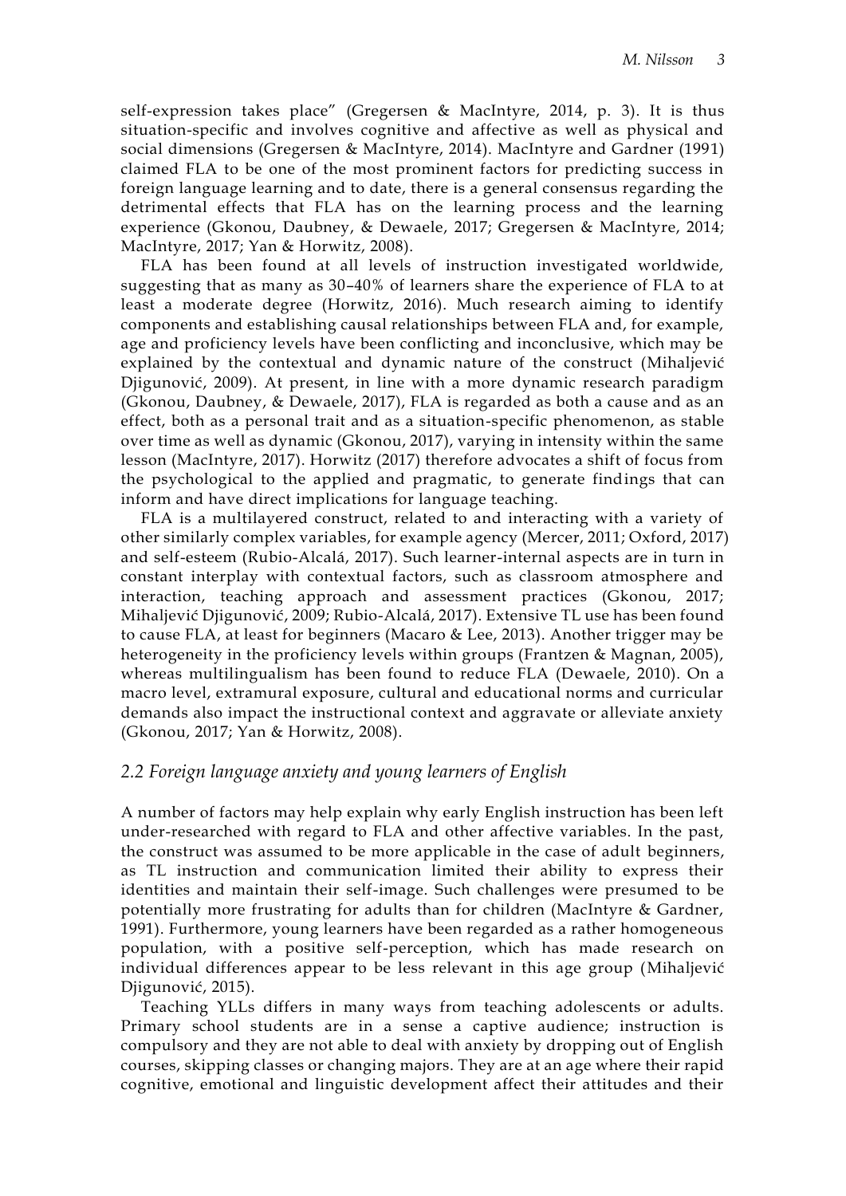self-expression takes place" (Gregersen & MacIntyre, 2014, p. 3). It is thus situation-specific and involves cognitive and affective as well as physical and social dimensions (Gregersen & MacIntyre, 2014). MacIntyre and Gardner (1991) claimed FLA to be one of the most prominent factors for predicting success in foreign language learning and to date, there is a general consensus regarding the detrimental effects that FLA has on the learning process and the learning experience (Gkonou, Daubney, & Dewaele, 2017; Gregersen & MacIntyre, 2014; MacIntyre, 2017; Yan & Horwitz, 2008).

FLA has been found at all levels of instruction investigated worldwide, suggesting that as many as 30–40% of learners share the experience of FLA to at least a moderate degree (Horwitz, 2016). Much research aiming to identify components and establishing causal relationships between FLA and, for example, age and proficiency levels have been conflicting and inconclusive, which may be explained by the contextual and dynamic nature of the construct (Mihaljević Djigunović, 2009). At present, in line with a more dynamic research paradigm (Gkonou, Daubney, & Dewaele, 2017), FLA is regarded as both a cause and as an effect, both as a personal trait and as a situation-specific phenomenon, as stable over time as well as dynamic (Gkonou, 2017), varying in intensity within the same lesson (MacIntyre, 2017). Horwitz (2017) therefore advocates a shift of focus from the psychological to the applied and pragmatic, to generate findings that can inform and have direct implications for language teaching.

FLA is a multilayered construct, related to and interacting with a variety of other similarly complex variables, for example agency (Mercer, 2011; Oxford, 2017) and self-esteem (Rubio-Alcalá, 2017). Such learner-internal aspects are in turn in constant interplay with contextual factors, such as classroom atmosphere and interaction, teaching approach and assessment practices (Gkonou, 2017; Mihaljević Djigunović, 2009; Rubio-Alcalá, 2017). Extensive TL use has been found to cause FLA, at least for beginners (Macaro & Lee, 2013). Another trigger may be heterogeneity in the proficiency levels within groups (Frantzen & Magnan, 2005), whereas multilingualism has been found to reduce FLA (Dewaele, 2010). On a macro level, extramural exposure, cultural and educational norms and curricular demands also impact the instructional context and aggravate or alleviate anxiety (Gkonou, 2017; Yan & Horwitz, 2008).

### *2.2 Foreign language anxiety and young learners of English*

A number of factors may help explain why early English instruction has been left under-researched with regard to FLA and other affective variables. In the past, the construct was assumed to be more applicable in the case of adult beginners, as TL instruction and communication limited their ability to express their identities and maintain their self-image. Such challenges were presumed to be potentially more frustrating for adults than for children (MacIntyre & Gardner, 1991). Furthermore, young learners have been regarded as a rather homogeneous population, with a positive self-perception, which has made research on individual differences appear to be less relevant in this age group (Mihaljević Djigunović, 2015).

Teaching YLLs differs in many ways from teaching adolescents or adults. Primary school students are in a sense a captive audience; instruction is compulsory and they are not able to deal with anxiety by dropping out of English courses, skipping classes or changing majors. They are at an age where their rapid cognitive, emotional and linguistic development affect their attitudes and their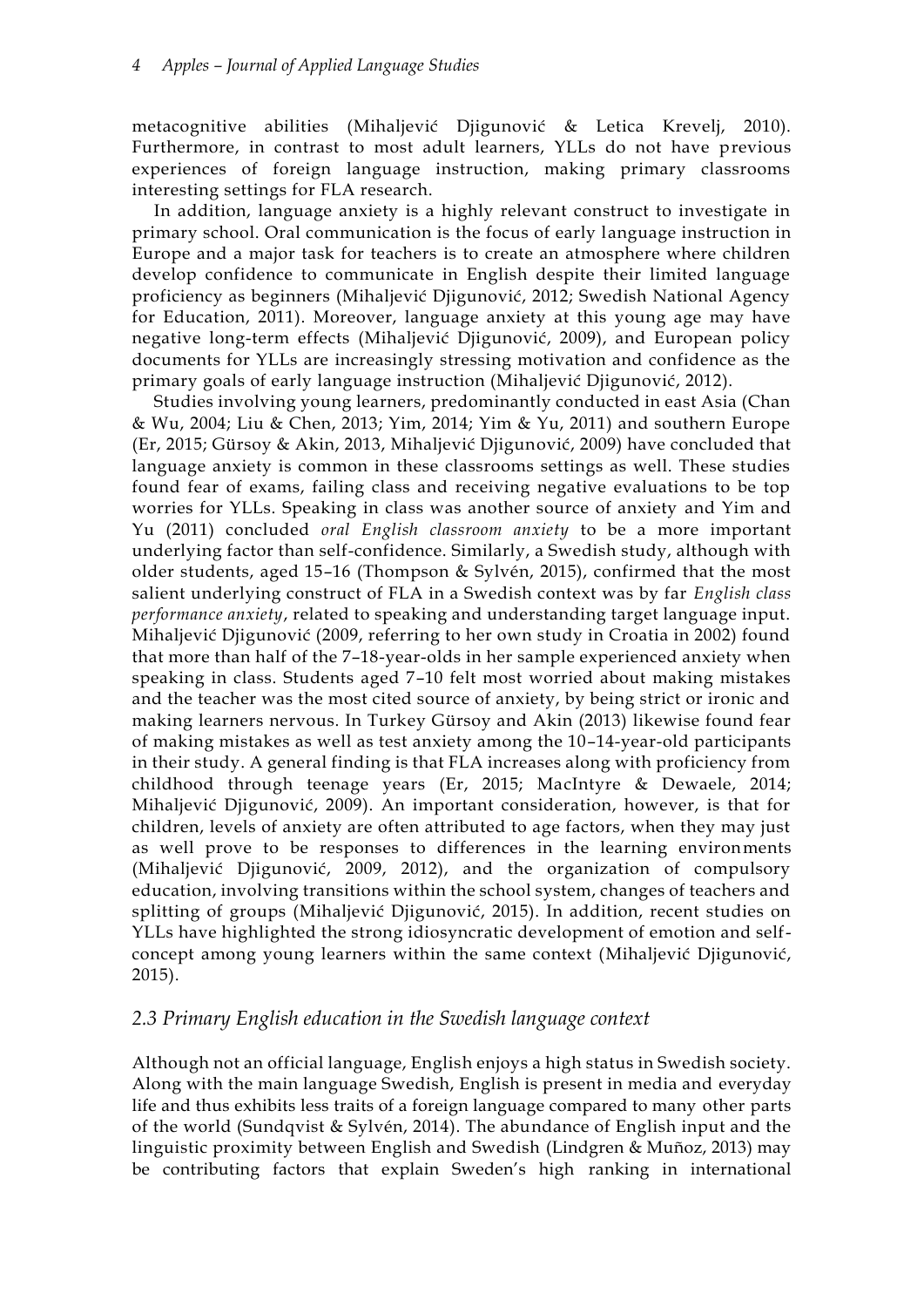metacognitive abilities (Mihaljević Djigunović & Letica Krevelj, 2010). Furthermore, in contrast to most adult learners, YLLs do not have previous experiences of foreign language instruction, making primary classrooms interesting settings for FLA research.

In addition, language anxiety is a highly relevant construct to investigate in primary school. Oral communication is the focus of early language instruction in Europe and a major task for teachers is to create an atmosphere where children develop confidence to communicate in English despite their limited language proficiency as beginners (Mihaljević Djigunović, 2012; Swedish National Agency for Education, 2011). Moreover, language anxiety at this young age may have negative long-term effects (Mihaljević Djigunović, 2009), and European policy documents for YLLs are increasingly stressing motivation and confidence as the primary goals of early language instruction (Mihaljević Djigunović, 2012).

Studies involving young learners, predominantly conducted in east Asia (Chan & Wu, 2004; Liu & Chen, 2013; Yim, 2014; Yim & Yu, 2011) and southern Europe (Er, 2015; Gürsoy & Akin, 2013, Mihaljević Djigunović, 2009) have concluded that language anxiety is common in these classrooms settings as well. These studies found fear of exams, failing class and receiving negative evaluations to be top worries for YLLs. Speaking in class was another source of anxiety and Yim and Yu (2011) concluded *oral English classroom anxiety* to be a more important underlying factor than self-confidence. Similarly, a Swedish study, although with older students, aged 15–16 (Thompson & Sylvén, 2015), confirmed that the most salient underlying construct of FLA in a Swedish context was by far *English class performance anxiety*, related to speaking and understanding target language input. Mihaljević Djigunović (2009, referring to her own study in Croatia in 2002) found that more than half of the 7–18-year-olds in her sample experienced anxiety when speaking in class. Students aged 7–10 felt most worried about making mistakes and the teacher was the most cited source of anxiety, by being strict or ironic and making learners nervous. In Turkey Gürsoy and Akin (2013) likewise found fear of making mistakes as well as test anxiety among the 10–14-year-old participants in their study. A general finding is that FLA increases along with proficiency from childhood through teenage years (Er, 2015; MacIntyre & Dewaele, 2014; Mihaljević Djigunović, 2009). An important consideration, however, is that for children, levels of anxiety are often attributed to age factors, when they may just as well prove to be responses to differences in the learning environments (Mihaljević Djigunović, 2009, 2012), and the organization of compulsory education, involving transitions within the school system, changes of teachers and splitting of groups (Mihaljević Djigunović, 2015). In addition, recent studies on YLLs have highlighted the strong idiosyncratic development of emotion and self-concept among young learners within the same context (Mihaljević Djigunović, 2015).

### *2.3 Primary English education in the Swedish language context*

Although not an official language, English enjoys a high status in Swedish society. Along with the main language Swedish, English is present in media and everyday life and thus exhibits less traits of a foreign language compared to many other parts of the world (Sundqvist & Sylvén, 2014). The abundance of English input and the linguistic proximity between English and Swedish (Lindgren & Muñoz, 2013) may be contributing factors that explain Sweden's high ranking in international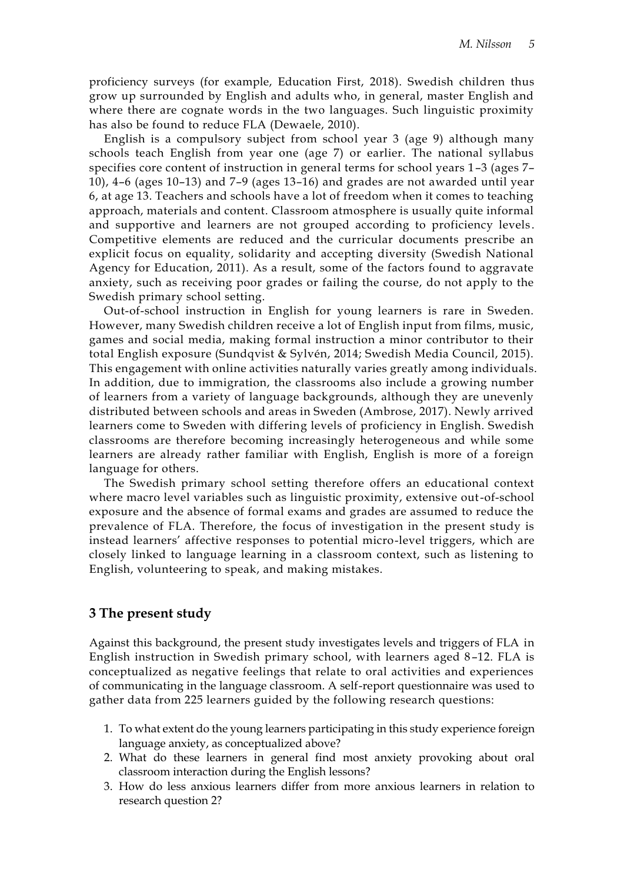proficiency surveys (for example, Education First, 2018). Swedish children thus grow up surrounded by English and adults who, in general, master English and where there are cognate words in the two languages. Such linguistic proximity has also be found to reduce FLA (Dewaele, 2010).

English is a compulsory subject from school year 3 (age 9) although many schools teach English from year one (age 7) or earlier. The national syllabus specifies core content of instruction in general terms for school years 1–3 (ages 7–10), 4–6 (ages 10–13) and 7–9 (ages 13–16) and grades are not awarded until year 6, at age 13. Teachers and schools have a lot of freedom when it comes to teaching approach, materials and content. Classroom atmosphere is usually quite informal and supportive and learners are not grouped according to proficiency levels. Competitive elements are reduced and the curricular documents prescribe an explicit focus on equality, solidarity and accepting diversity (Swedish National Agency for Education, 2011). As a result, some of the factors found to aggravate anxiety, such as receiving poor grades or failing the course, do not apply to the Swedish primary school setting.

Out-of-school instruction in English for young learners is rare in Sweden. However, many Swedish children receive a lot of English input from films, music, games and social media, making formal instruction a minor contributor to their total English exposure (Sundqvist & Sylvén, 2014; Swedish Media Council, 2015). This engagement with online activities naturally varies greatly among individuals. In addition, due to immigration, the classrooms also include a growing number of learners from a variety of language backgrounds, although they are unevenly distributed between schools and areas in Sweden (Ambrose, 2017). Newly arrived learners come to Sweden with differing levels of proficiency in English. Swedish classrooms are therefore becoming increasingly heterogeneous and while some learners are already rather familiar with English, English is more of a foreign language for others.

The Swedish primary school setting therefore offers an educational context where macro level variables such as linguistic proximity, extensive out-of-school exposure and the absence of formal exams and grades are assumed to reduce the prevalence of FLA. Therefore, the focus of investigation in the present study is instead learners' affective responses to potential micro-level triggers, which are closely linked to language learning in a classroom context, such as listening to English, volunteering to speak, and making mistakes.

## 3 The present study

Against this background, the present study investigates levels and triggers of FLA in English instruction in Swedish primary school, with learners aged 8–12. FLA is conceptualized as negative feelings that relate to oral activities and experiences of communicating in the language classroom. A self-report questionnaire was used to gather data from 225 learners guided by the following research questions:

1. To what extent do the young learners participating in this study experience foreign language anxiety, as conceptualized above?
2. What do these learners in general find most anxiety provoking about oral classroom interaction during the English lessons?
3. How do less anxious learners differ from more anxious learners in relation to research question 2?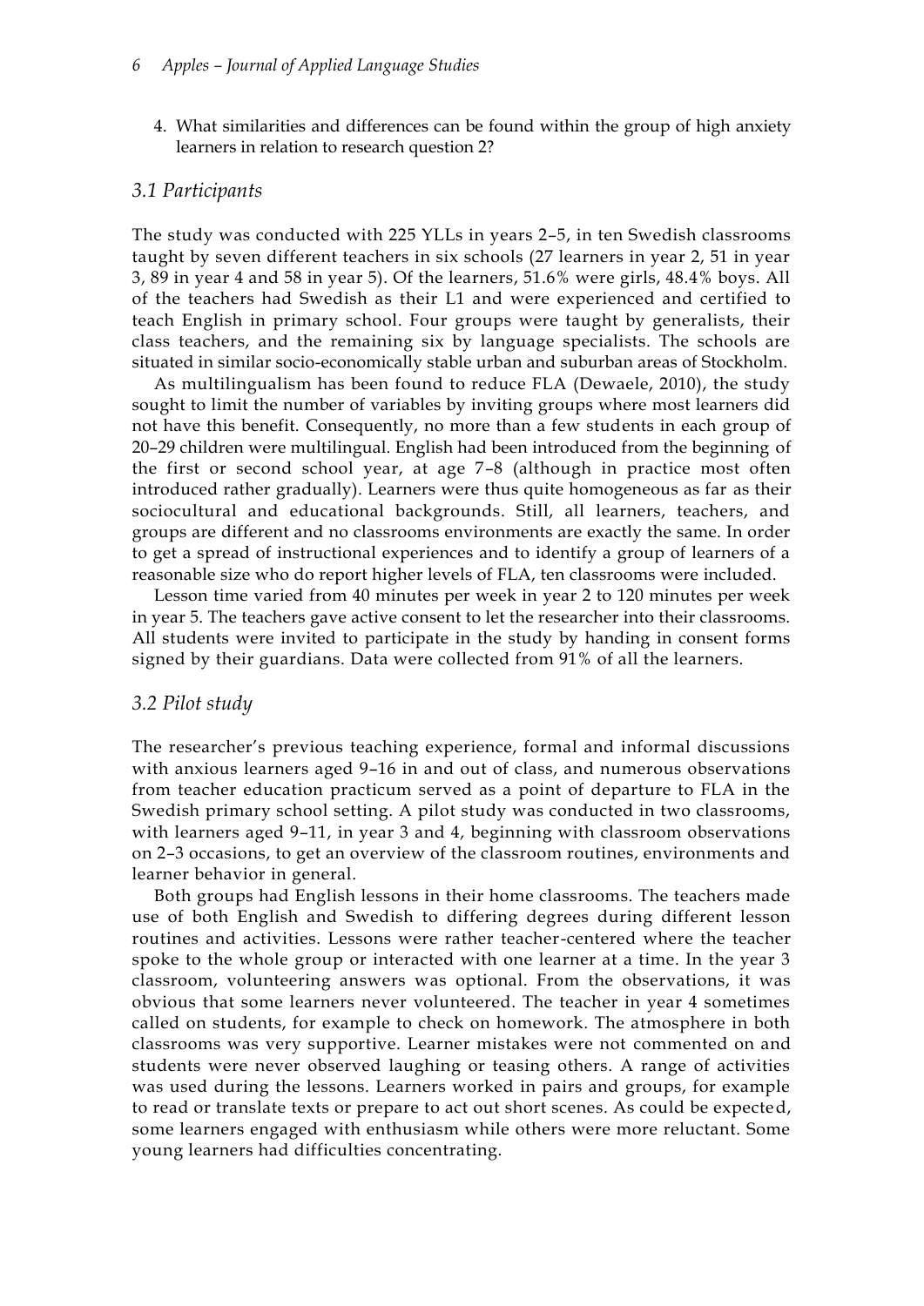4. What similarities and differences can be found within the group of high anxiety learners in relation to research question 2?

### *3.1 Participants*

The study was conducted with 225 YLLs in years 2–5, in ten Swedish classrooms taught by seven different teachers in six schools (27 learners in year 2, 51 in year 3, 89 in year 4 and 58 in year 5). Of the learners, 51.6% were girls, 48.4% boys. All of the teachers had Swedish as their L1 and were experienced and certified to teach English in primary school. Four groups were taught by generalists, their class teachers, and the remaining six by language specialists. The schools are situated in similar socio-economically stable urban and suburban areas of Stockholm.

As multilingualism has been found to reduce FLA (Dewaele, 2010), the study sought to limit the number of variables by inviting groups where most learners did not have this benefit. Consequently, no more than a few students in each group of 20–29 children were multilingual. English had been introduced from the beginning of the first or second school year, at age 7–8 (although in practice most often introduced rather gradually). Learners were thus quite homogeneous as far as their sociocultural and educational backgrounds. Still, all learners, teachers, and groups are different and no classrooms environments are exactly the same. In order to get a spread of instructional experiences and to identify a group of learners of a reasonable size who do report higher levels of FLA, ten classrooms were included.

Lesson time varied from 40 minutes per week in year 2 to 120 minutes per week in year 5. The teachers gave active consent to let the researcher into their classrooms. All students were invited to participate in the study by handing in consent forms signed by their guardians. Data were collected from 91% of all the learners.

### *3.2 Pilot study*

The researcher's previous teaching experience, formal and informal discussions with anxious learners aged 9–16 in and out of class, and numerous observations from teacher education practicum served as a point of departure to FLA in the Swedish primary school setting. A pilot study was conducted in two classrooms, with learners aged 9–11, in year 3 and 4, beginning with classroom observations on 2–3 occasions, to get an overview of the classroom routines, environments and learner behavior in general.

Both groups had English lessons in their home classrooms. The teachers made use of both English and Swedish to differing degrees during different lesson routines and activities. Lessons were rather teacher-centered where the teacher spoke to the whole group or interacted with one learner at a time. In the year 3 classroom, volunteering answers was optional. From the observations, it was obvious that some learners never volunteered. The teacher in year 4 sometimes called on students, for example to check on homework. The atmosphere in both classrooms was very supportive. Learner mistakes were not commented on and students were never observed laughing or teasing others. A range of activities was used during the lessons. Learners worked in pairs and groups, for example to read or translate texts or prepare to act out short scenes. As could be expected, some learners engaged with enthusiasm while others were more reluctant. Some young learners had difficulties concentrating.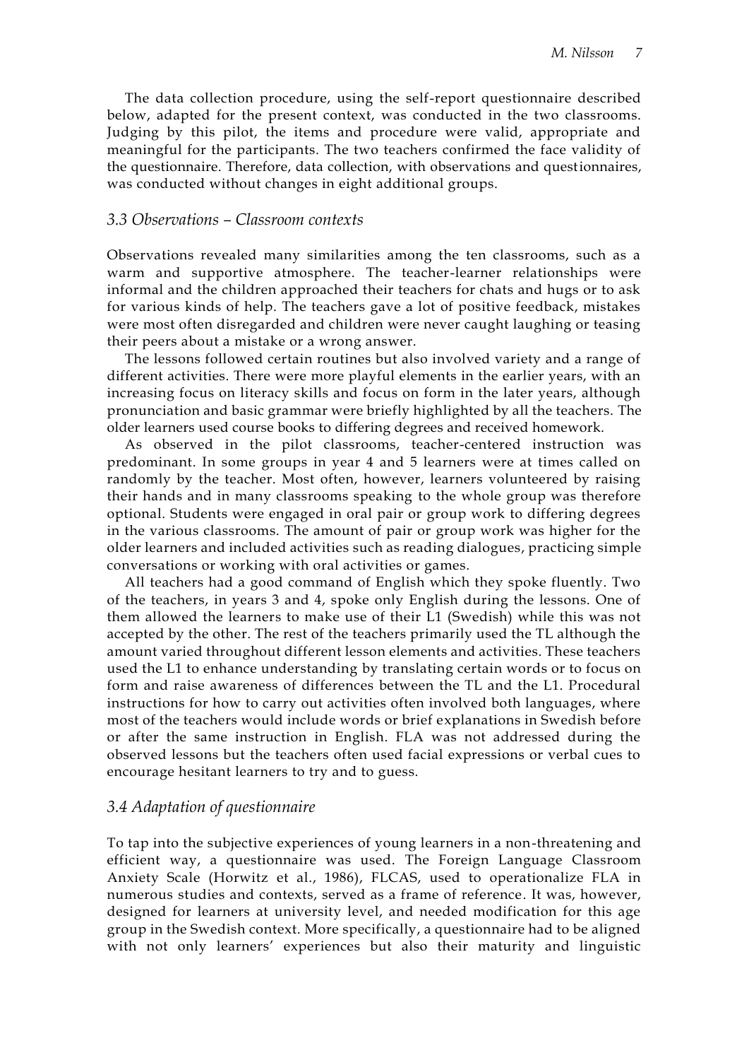The data collection procedure, using the self-report questionnaire described below, adapted for the present context, was conducted in the two classrooms. Judging by this pilot, the items and procedure were valid, appropriate and meaningful for the participants. The two teachers confirmed the face validity of the questionnaire. Therefore, data collection, with observations and questionnaires, was conducted without changes in eight additional groups.

### *3.3 Observations – Classroom contexts*

Observations revealed many similarities among the ten classrooms, such as a warm and supportive atmosphere. The teacher-learner relationships were informal and the children approached their teachers for chats and hugs or to ask for various kinds of help. The teachers gave a lot of positive feedback, mistakes were most often disregarded and children were never caught laughing or teasing their peers about a mistake or a wrong answer.

The lessons followed certain routines but also involved variety and a range of different activities. There were more playful elements in the earlier years, with an increasing focus on literacy skills and focus on form in the later years, although pronunciation and basic grammar were briefly highlighted by all the teachers. The older learners used course books to differing degrees and received homework.

As observed in the pilot classrooms, teacher-centered instruction was predominant. In some groups in year 4 and 5 learners were at times called on randomly by the teacher. Most often, however, learners volunteered by raising their hands and in many classrooms speaking to the whole group was therefore optional. Students were engaged in oral pair or group work to differing degrees in the various classrooms. The amount of pair or group work was higher for the older learners and included activities such as reading dialogues, practicing simple conversations or working with oral activities or games.

All teachers had a good command of English which they spoke fluently. Two of the teachers, in years 3 and 4, spoke only English during the lessons. One of them allowed the learners to make use of their L1 (Swedish) while this was not accepted by the other. The rest of the teachers primarily used the TL although the amount varied throughout different lesson elements and activities. These teachers used the L1 to enhance understanding by translating certain words or to focus on form and raise awareness of differences between the TL and the L1. Procedural instructions for how to carry out activities often involved both languages, where most of the teachers would include words or brief explanations in Swedish before or after the same instruction in English. FLA was not addressed during the observed lessons but the teachers often used facial expressions or verbal cues to encourage hesitant learners to try and to guess.

### *3.4 Adaptation of questionnaire*

To tap into the subjective experiences of young learners in a non-threatening and efficient way, a questionnaire was used. The Foreign Language Classroom Anxiety Scale (Horwitz et al., 1986), FLCAS, used to operationalize FLA in numerous studies and contexts, served as a frame of reference. It was, however, designed for learners at university level, and needed modification for this age group in the Swedish context. More specifically, a questionnaire had to be aligned with not only learners' experiences but also their maturity and linguistic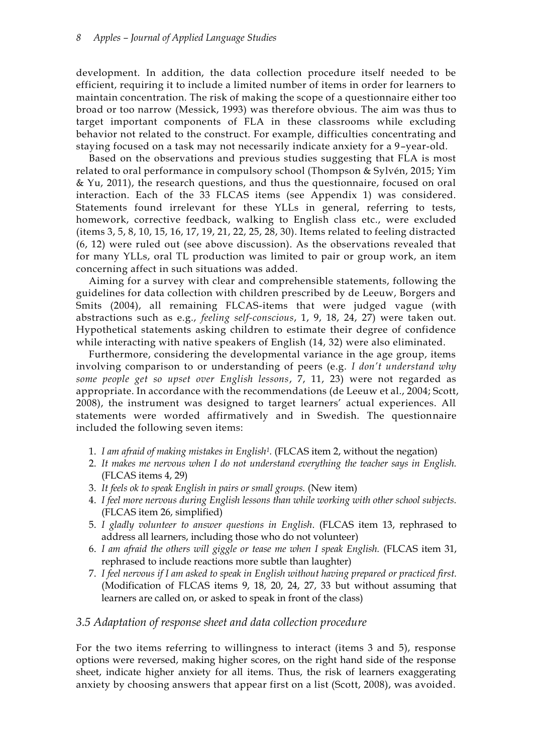development. In addition, the data collection procedure itself needed to be efficient, requiring it to include a limited number of items in order for learners to maintain concentration. The risk of making the scope of a questionnaire either too broad or too narrow (Messick, 1993) was therefore obvious. The aim was thus to target important components of FLA in these classrooms while excluding behavior not related to the construct. For example, difficulties concentrating and staying focused on a task may not necessarily indicate anxiety for a 9–year-old.

Based on the observations and previous studies suggesting that FLA is most related to oral performance in compulsory school (Thompson & Sylvén, 2015; Yim & Yu, 2011), the research questions, and thus the questionnaire, focused on oral interaction. Each of the 33 FLCAS items (see Appendix 1) was considered. Statements found irrelevant for these YLLs in general, referring to tests, homework, corrective feedback, walking to English class etc., were excluded (items 3, 5, 8, 10, 15, 16, 17, 19, 21, 22, 25, 28, 30). Items related to feeling distracted (6, 12) were ruled out (see above discussion). As the observations revealed that for many YLLs, oral TL production was limited to pair or group work, an item concerning affect in such situations was added.

Aiming for a survey with clear and comprehensible statements, following the guidelines for data collection with children prescribed by de Leeuw, Borgers and Smits (2004), all remaining FLCAS-items that were judged vague (with abstractions such as e.g., *feeling self-conscious*, 1, 9, 18, 24, 27) were taken out. Hypothetical statements asking children to estimate their degree of confidence while interacting with native speakers of English (14, 32) were also eliminated.

Furthermore, considering the developmental variance in the age group, items involving comparison to or understanding of peers (e.g. *I don't understand why some people get so upset over English lessons*, 7, 11, 23) were not regarded as appropriate. In accordance with the recommendations (de Leeuw et al., 2004; Scott, 2008), the instrument was designed to target learners' actual experiences. All statements were worded affirmatively and in Swedish. The questionnaire included the following seven items:

1. *I am afraid of making mistakes in English*[1]. (FLCAS item 2, without the negation)
2. *It makes me nervous when I do not understand everything the teacher says in English.* (FLCAS items 4, 29)
3. *It feels ok to speak English in pairs or small groups.* (New item)
4. *I feel more nervous during English lessons than while working with other school subjects.* (FLCAS item 26, simplified)
5. *I gladly volunteer to answer questions in English*. (FLCAS item 13, rephrased to address all learners, including those who do not volunteer)
6. *I am afraid the others will giggle or tease me when I speak English.* (FLCAS item 31, rephrased to include reactions more subtle than laughter)
7. *I feel nervous if I am asked to speak in English without having prepared or practiced first.* (Modification of FLCAS items 9, 18, 20, 24, 27, 33 but without assuming that learners are called on, or asked to speak in front of the class)

### 3.5 Adaptation of response sheet and data collection procedure

For the two items referring to willingness to interact (items 3 and 5), response options were reversed, making higher scores, on the right hand side of the response sheet, indicate higher anxiety for all items. Thus, the risk of learners exaggerating anxiety by choosing answers that appear first on a list (Scott, 2008), was avoided.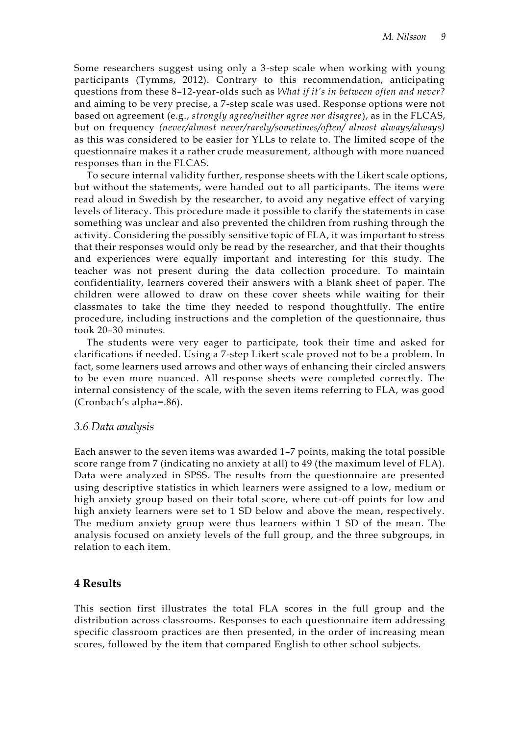Some researchers suggest using only a 3-step scale when working with young participants (Tymms, 2012). Contrary to this recommendation, anticipating questions from these 8–12-year-olds such as *What if it's in between often and never?* and aiming to be very precise, a 7-step scale was used. Response options were not based on agreement (e.g., *strongly agree/neither agree nor disagree*), as in the FLCAS, but on frequency *(never/almost never/rarely/sometimes/often/ almost always/always)* as this was considered to be easier for YLLs to relate to. The limited scope of the questionnaire makes it a rather crude measurement, although with more nuanced responses than in the FLCAS.

To secure internal validity further, response sheets with the Likert scale options, but without the statements, were handed out to all participants. The items were read aloud in Swedish by the researcher, to avoid any negative effect of varying levels of literacy. This procedure made it possible to clarify the statements in case something was unclear and also prevented the children from rushing through the activity. Considering the possibly sensitive topic of FLA, it was important to stress that their responses would only be read by the researcher, and that their thoughts and experiences were equally important and interesting for this study. The teacher was not present during the data collection procedure. To maintain confidentiality, learners covered their answers with a blank sheet of paper. The children were allowed to draw on these cover sheets while waiting for their classmates to take the time they needed to respond thoughtfully. The entire procedure, including instructions and the completion of the questionnaire, thus took 20–30 minutes.

The students were very eager to participate, took their time and asked for clarifications if needed. Using a 7-step Likert scale proved not to be a problem. In fact, some learners used arrows and other ways of enhancing their circled answers to be even more nuanced. All response sheets were completed correctly. The internal consistency of the scale, with the seven items referring to FLA, was good (Cronbach's alpha=.86).

### *3.6 Data analysis*

Each answer to the seven items was awarded 1–7 points, making the total possible score range from 7 (indicating no anxiety at all) to 49 (the maximum level of FLA). Data were analyzed in SPSS. The results from the questionnaire are presented using descriptive statistics in which learners were assigned to a low, medium or high anxiety group based on their total score, where cut-off points for low and high anxiety learners were set to 1 SD below and above the mean, respectively. The medium anxiety group were thus learners within 1 SD of the mean. The analysis focused on anxiety levels of the full group, and the three subgroups, in relation to each item.

## **4 Results**

This section first illustrates the total FLA scores in the full group and the distribution across classrooms. Responses to each questionnaire item addressing specific classroom practices are then presented, in the order of increasing mean scores, followed by the item that compared English to other school subjects.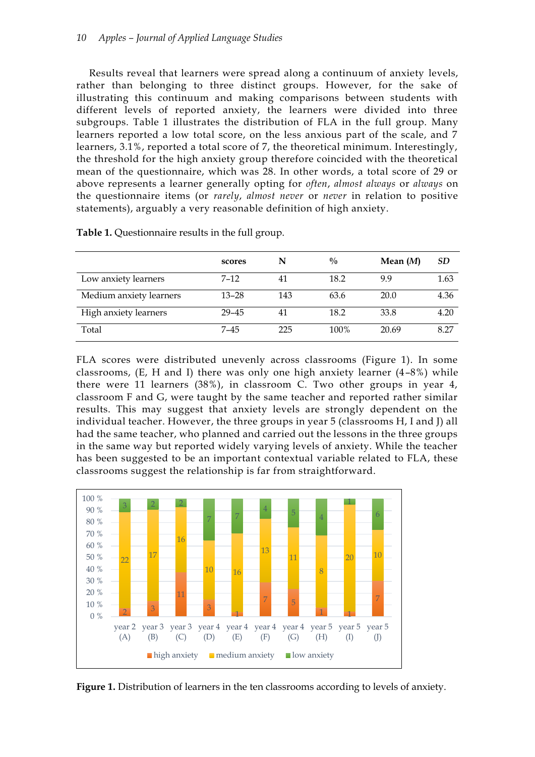Results reveal that learners were spread along a continuum of anxiety levels, rather than belonging to three distinct groups. However, for the sake of illustrating this continuum and making comparisons between students with different levels of reported anxiety, the learners were divided into three subgroups. Table 1 illustrates the distribution of FLA in the full group. Many learners reported a low total score, on the less anxious part of the scale, and 7 learners, 3.1%, reported a total score of 7, the theoretical minimum. Interestingly, the threshold for the high anxiety group therefore coincided with the theoretical mean of the questionnaire, which was 28. In other words, a total score of 29 or above represents a learner generally opting for *often*, *almost always* or *always* on the questionnaire items (or *rarely*, *almost never* or *never* in relation to positive statements), arguably a very reasonable definition of high anxiety.

**Table 1.** Questionnaire results in the full group.

| | scores | N | % | Mean (*M*) | *SD* |
|---|---|---|---|---|---|
| Low anxiety learners | 7–12 | 41 | 18.2 | 9.9 | 1.63 |
| Medium anxiety learners | 13–28 | 143 | 63.6 | 20.0 | 4.36 |
| High anxiety learners | 29–45 | 41 | 18.2 | 33.8 | 4.20 |
| Total | 7–45 | 225 | 100% | 20.69 | 8.27 |

FLA scores were distributed unevenly across classrooms (Figure 1). In some classrooms, (E, H and I) there was only one high anxiety learner (4–8%) while there were 11 learners (38%), in classroom C. Two other groups in year 4, classroom F and G, were taught by the same teacher and reported rather similar results. This may suggest that anxiety levels are strongly dependent on the individual teacher. However, the three groups in year 5 (classrooms H, I and J) all had the same teacher, who planned and carried out the lessons in the three groups in the same way but reported widely varying levels of anxiety. While the teacher has been suggested to be an important contextual variable related to FLA, these classrooms suggest the relationship is far from straightforward.

| | year 2 (A) | year 3 (B) | year 3 (C) | year 4 (D) | year 4 (E) | year 4 (F) | year 4 (G) | year 5 (H) | year 5 (I) | year 5 (J) |
|---|---|---|---|---|---|---|---|---|---|---|
| high anxiety | 2 | 3 | 11 | 3 | 1 | 7 | 5 | 1 | 1 | 7 |
| medium anxiety | 22 | 17 | 16 | 10 | 16 | 13 | 11 | 8 | 20 | 10 |
| low anxiety | 3 | 2 | 2 | 7 | 7 | 4 | 5 | 4 | 1 | 6 |

**Figure 1.** Distribution of learners in the ten classrooms according to levels of anxiety.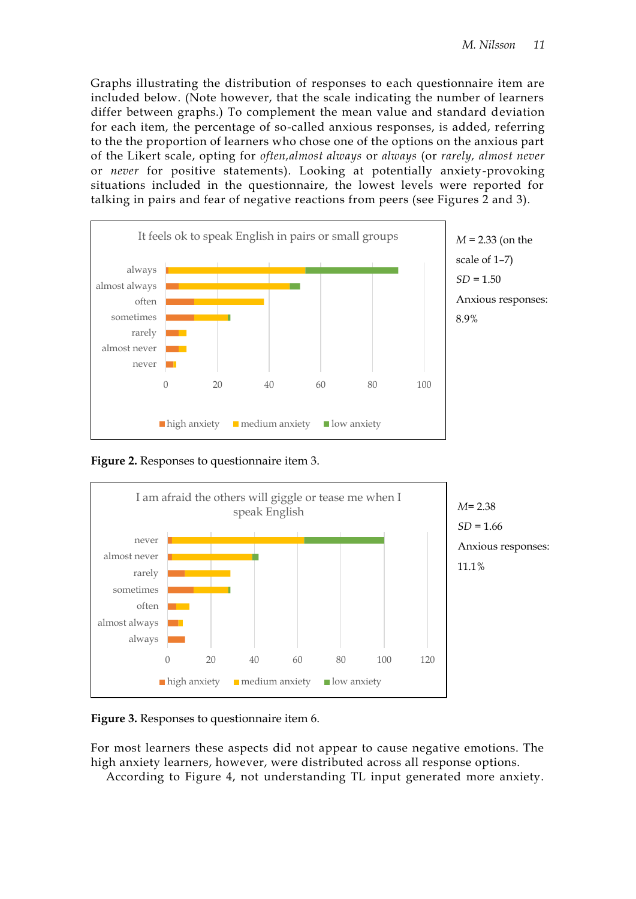Graphs illustrating the distribution of responses to each questionnaire item are included below. (Note however, that the scale indicating the number of learners differ between graphs.) To complement the mean value and standard deviation for each item, the percentage of so-called anxious responses, is added, referring to the the proportion of learners who chose one of the options on the anxious part of the Likert scale, opting for *often,almost always* or *always* (or *rarely, almost never* or *never* for positive statements). Looking at potentially anxiety-provoking situations included in the questionnaire, the lowest levels were reported for talking in pairs and fear of negative reactions from peers (see Figures 2 and 3).

It feels ok to speak English in pairs or small groups

always
almost always
often
sometimes
rarely
almost never
never

0 20 40 60 80 100

high anxiety medium anxiety low anxiety

*M* = 2.33 (on the scale of 1–7)
*SD* = 1.50
Anxious responses: 8.9%

**Figure 2.** Responses to questionnaire item 3.

I am afraid the others will giggle or tease me when I speak English

never
almost never
rarely
sometimes
often
almost always
always

0 20 40 60 80 100 120

high anxiety medium anxiety low anxiety

*M*= 2.38
*SD* = 1.66
Anxious responses: 11.1%

**Figure 3.** Responses to questionnaire item 6.

For most learners these aspects did not appear to cause negative emotions. The high anxiety learners, however, were distributed across all response options.

According to Figure 4, not understanding TL input generated more anxiety.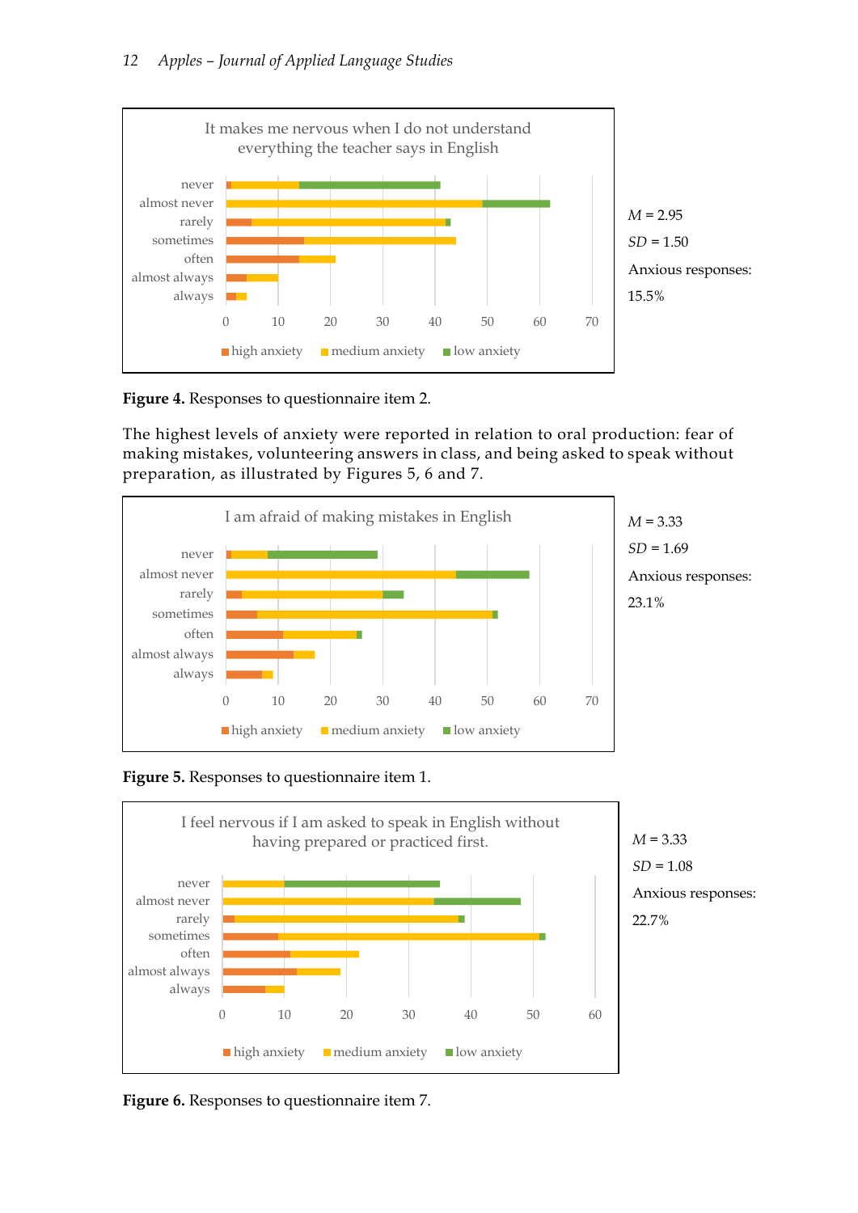It makes me nervous when I do not understand everything the teacher says in English

$M$ = 2.95

$SD$ = 1.50

Anxious responses: 15.5%

**Figure 4.** Responses to questionnaire item 2.

The highest levels of anxiety were reported in relation to oral production: fear of making mistakes, volunteering answers in class, and being asked to speak without preparation, as illustrated by Figures 5, 6 and 7.

I am afraid of making mistakes in English

$M$ = 3.33

$SD$ = 1.69

Anxious responses: 23.1%

**Figure 5.** Responses to questionnaire item 1.

I feel nervous if I am asked to speak in English without having prepared or practiced first.

$M$ = 3.33

$SD$ = 1.08

Anxious responses: 22.7%

**Figure 6.** Responses to questionnaire item 7.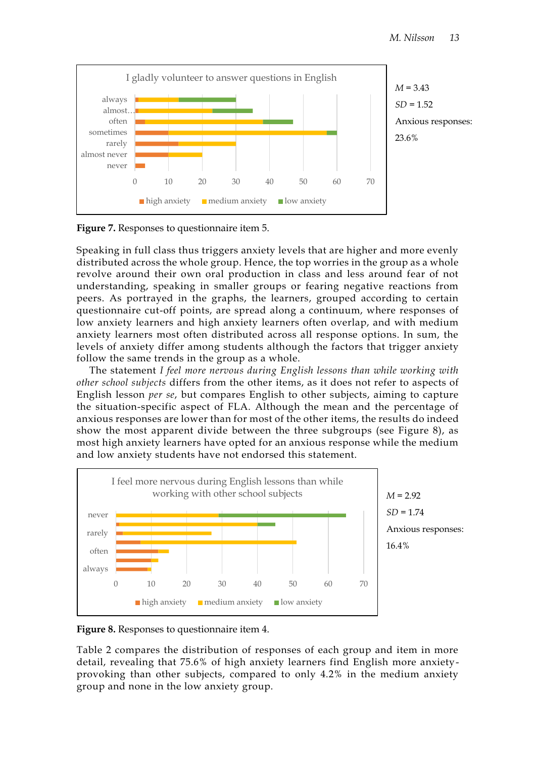I gladly volunteer to answer questions in English

*M* = 3.43

*SD* = 1.52

Anxious responses: 23.6%

**Figure 7.** Responses to questionnaire item 5.

Speaking in full class thus triggers anxiety levels that are higher and more evenly distributed across the whole group. Hence, the top worries in the group as a whole revolve around their own oral production in class and less around fear of not understanding, speaking in smaller groups or fearing negative reactions from peers. As portrayed in the graphs, the learners, grouped according to certain questionnaire cut-off points, are spread along a continuum, where responses of low anxiety learners and high anxiety learners often overlap, and with medium anxiety learners most often distributed across all response options. In sum, the levels of anxiety differ among students although the factors that trigger anxiety follow the same trends in the group as a whole.

The statement *I feel more nervous during English lessons than while working with other school subjects* differs from the other items, as it does not refer to aspects of English lesson *per se*, but compares English to other subjects, aiming to capture the situation-specific aspect of FLA. Although the mean and the percentage of anxious responses are lower than for most of the other items, the results do indeed show the most apparent divide between the three subgroups (see Figure 8), as most high anxiety learners have opted for an anxious response while the medium and low anxiety students have not endorsed this statement.

I feel more nervous during English lessons than while working with other school subjects

*M* = 2.92

*SD* = 1.74

Anxious responses: 16.4%

**Figure 8.** Responses to questionnaire item 4.

Table 2 compares the distribution of responses of each group and item in more detail, revealing that 75.6% of high anxiety learners find English more anxiety-provoking than other subjects, compared to only 4.2% in the medium anxiety group and none in the low anxiety group.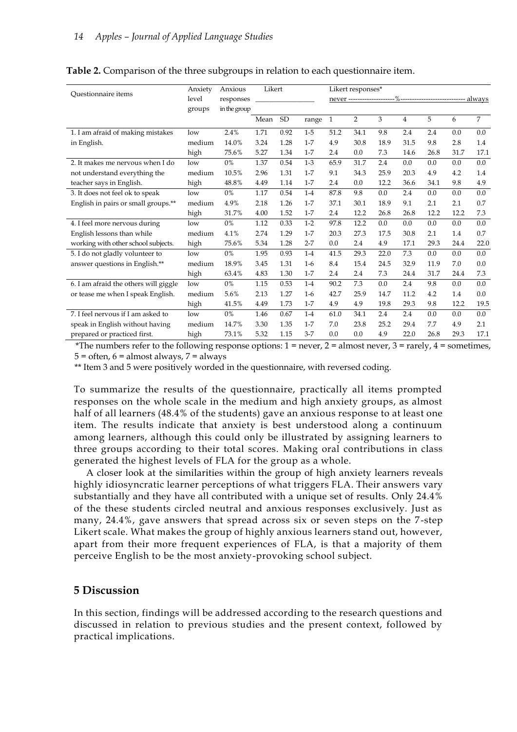**Table 2.** Comparison of the three subgroups in relation to each questionnaire item.

| Questionnaire items | Anxiety level groups | Anxious responses in the group | Likert | | | Likert responses* never --------------------%---------------------------- always | | | | | | |
|---|---|---|---|---|---|---|---|---|---|---|---|---|
| | | | Mean | SD | range | 1 | 2 | 3 | 4 | 5 | 6 | 7 |
| 1. I am afraid of making mistakes in English. | low | 2.4% | 1.71 | 0.92 | 1-5 | 51.2 | 34.1 | 9.8 | 2.4 | 2.4 | 0.0 | 0.0 |
| | medium | 14.0% | 3.24 | 1.28 | 1-7 | 4.9 | 30.8 | 18.9 | 31.5 | 9.8 | 2.8 | 1.4 |
| | high | 75.6% | 5.27 | 1.34 | 1-7 | 2.4 | 0.0 | 7.3 | 14.6 | 26.8 | 31.7 | 17.1 |
| 2. It makes me nervous when I do not understand everything the teacher says in English. | low | 0% | 1.37 | 0.54 | 1-3 | 65.9 | 31.7 | 2.4 | 0.0 | 0.0 | 0.0 | 0.0 |
| | medium | 10.5% | 2.96 | 1.31 | 1-7 | 9.1 | 34.3 | 25.9 | 20.3 | 4.9 | 4.2 | 1.4 |
| | high | 48.8% | 4.49 | 1.14 | 1-7 | 2.4 | 0.0 | 12.2 | 36.6 | 34.1 | 9.8 | 4.9 |
| 3. It does not feel ok to speak English in pairs or small groups.** | low | 0% | 1.17 | 0.54 | 1-4 | 87.8 | 9.8 | 0.0 | 2.4 | 0.0 | 0.0 | 0.0 |
| | medium | 4.9% | 2.18 | 1.26 | 1-7 | 37.1 | 30.1 | 18.9 | 9.1 | 2.1 | 2.1 | 0.7 |
| | high | 31.7% | 4.00 | 1.52 | 1-7 | 2.4 | 12.2 | 26.8 | 26.8 | 12.2 | 12.2 | 7.3 |
| 4. I feel more nervous during English lessons than while working with other school subjects. | low | 0% | 1.12 | 0.33 | 1-2 | 97.8 | 12.2 | 0.0 | 0.0 | 0.0 | 0.0 | 0.0 |
| | medium | 4.1% | 2.74 | 1.29 | 1-7 | 20.3 | 27.3 | 17.5 | 30.8 | 2.1 | 1.4 | 0.7 |
| | high | 75.6% | 5.34 | 1.28 | 2-7 | 0.0 | 2.4 | 4.9 | 17.1 | 29.3 | 24.4 | 22.0 |
| 5. I do not gladly volunteer to answer questions in English.** | low | 0% | 1.95 | 0.93 | 1-4 | 41.5 | 29.3 | 22.0 | 7.3 | 0.0 | 0.0 | 0.0 |
| | medium | 18.9% | 3.45 | 1.31 | 1-6 | 8.4 | 15.4 | 24.5 | 32.9 | 11.9 | 7.0 | 0.0 |
| | high | 63.4% | 4.83 | 1.30 | 1-7 | 2.4 | 2.4 | 7.3 | 24.4 | 31.7 | 24.4 | 7.3 |
| 6. I am afraid the others will giggle or tease me when I speak English. | low | 0% | 1.15 | 0.53 | 1-4 | 90.2 | 7.3 | 0.0 | 2.4 | 9.8 | 0.0 | 0.0 |
| | medium | 5.6% | 2.13 | 1.27 | 1-6 | 42.7 | 25.9 | 14.7 | 11.2 | 4.2 | 1.4 | 0.0 |
| | high | 41.5% | 4.49 | 1.73 | 1-7 | 4.9 | 4.9 | 19.8 | 29.3 | 9.8 | 12.2 | 19.5 |
| 7. I feel nervous if I am asked to speak in English without having prepared or practiced first. | low | 0% | 1.46 | 0.67 | 1-4 | 61.0 | 34.1 | 2.4 | 2.4 | 0.0 | 0.0 | 0.0 |
| | medium | 14.7% | 3.30 | 1.35 | 1-7 | 7.0 | 23.8 | 25.2 | 29.4 | 7.7 | 4.9 | 2.1 |
| | high | 73.1% | 5.32 | 1.15 | 3-7 | 0.0 | 0.0 | 4.9 | 22.0 | 26.8 | 29.3 | 17.1 |

*The numbers refer to the following response options: 1 = never, 2 = almost never, 3 = rarely, 4 = sometimes, 5 = often, 6 = almost always, 7 = always

** Item 3 and 5 were positively worded in the questionnaire, with reversed coding.

To summarize the results of the questionnaire, practically all items prompted responses on the whole scale in the medium and high anxiety groups, as almost half of all learners (48.4% of the students) gave an anxious response to at least one item. The results indicate that anxiety is best understood along a continuum among learners, although this could only be illustrated by assigning learners to three groups according to their total scores. Making oral contributions in class generated the highest levels of FLA for the group as a whole.

A closer look at the similarities within the group of high anxiety learners reveals highly idiosyncratic learner perceptions of what triggers FLA. Their answers vary substantially and they have all contributed with a unique set of results. Only 24.4% of the these students circled neutral and anxious responses exclusively. Just as many, 24.4%, gave answers that spread across six or seven steps on the 7-step Likert scale. What makes the group of highly anxious learners stand out, however, apart from their more frequent experiences of FLA, is that a majority of them perceive English to be the most anxiety-provoking school subject.

## 5 Discussion

In this section, findings will be addressed according to the research questions and discussed in relation to previous studies and the present context, followed by practical implications.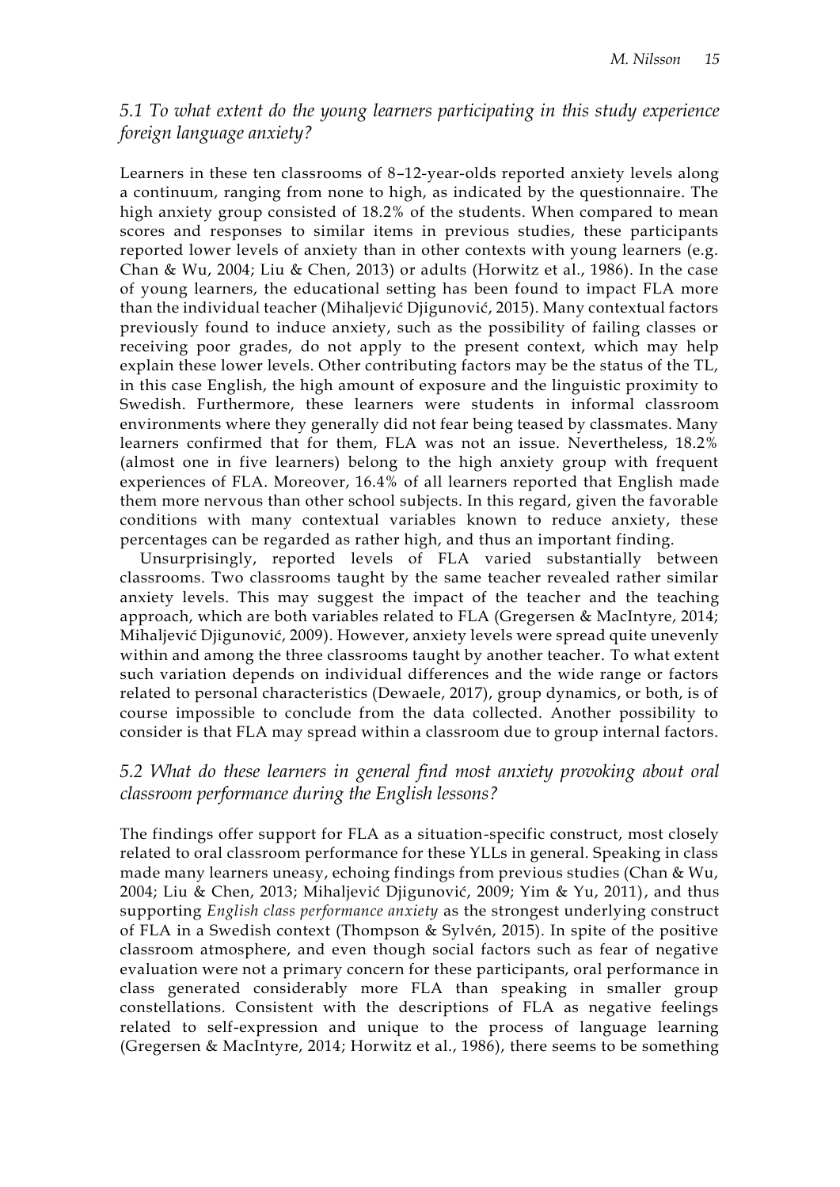### *5.1 To what extent do the young learners participating in this study experience foreign language anxiety?*

Learners in these ten classrooms of 8–12-year-olds reported anxiety levels along a continuum, ranging from none to high, as indicated by the questionnaire. The high anxiety group consisted of 18.2% of the students. When compared to mean scores and responses to similar items in previous studies, these participants reported lower levels of anxiety than in other contexts with young learners (e.g. Chan & Wu, 2004; Liu & Chen, 2013) or adults (Horwitz et al., 1986). In the case of young learners, the educational setting has been found to impact FLA more than the individual teacher (Mihaljević Djigunović, 2015). Many contextual factors previously found to induce anxiety, such as the possibility of failing classes or receiving poor grades, do not apply to the present context, which may help explain these lower levels. Other contributing factors may be the status of the TL, in this case English, the high amount of exposure and the linguistic proximity to Swedish. Furthermore, these learners were students in informal classroom environments where they generally did not fear being teased by classmates. Many learners confirmed that for them, FLA was not an issue. Nevertheless, 18.2% (almost one in five learners) belong to the high anxiety group with frequent experiences of FLA. Moreover, 16.4% of all learners reported that English made them more nervous than other school subjects. In this regard, given the favorable conditions with many contextual variables known to reduce anxiety, these percentages can be regarded as rather high, and thus an important finding.

Unsurprisingly, reported levels of FLA varied substantially between classrooms. Two classrooms taught by the same teacher revealed rather similar anxiety levels. This may suggest the impact of the teacher and the teaching approach, which are both variables related to FLA (Gregersen & MacIntyre, 2014; Mihaljević Djigunović, 2009). However, anxiety levels were spread quite unevenly within and among the three classrooms taught by another teacher. To what extent such variation depends on individual differences and the wide range or factors related to personal characteristics (Dewaele, 2017), group dynamics, or both, is of course impossible to conclude from the data collected. Another possibility to consider is that FLA may spread within a classroom due to group internal factors.

### *5.2 What do these learners in general find most anxiety provoking about oral classroom performance during the English lessons?*

The findings offer support for FLA as a situation-specific construct, most closely related to oral classroom performance for these YLLs in general. Speaking in class made many learners uneasy, echoing findings from previous studies (Chan & Wu, 2004; Liu & Chen, 2013; Mihaljević Djigunović, 2009; Yim & Yu, 2011), and thus supporting *English class performance anxiety* as the strongest underlying construct of FLA in a Swedish context (Thompson & Sylvén, 2015). In spite of the positive classroom atmosphere, and even though social factors such as fear of negative evaluation were not a primary concern for these participants, oral performance in class generated considerably more FLA than speaking in smaller group constellations. Consistent with the descriptions of FLA as negative feelings related to self-expression and unique to the process of language learning (Gregersen & MacIntyre, 2014; Horwitz et al., 1986), there seems to be something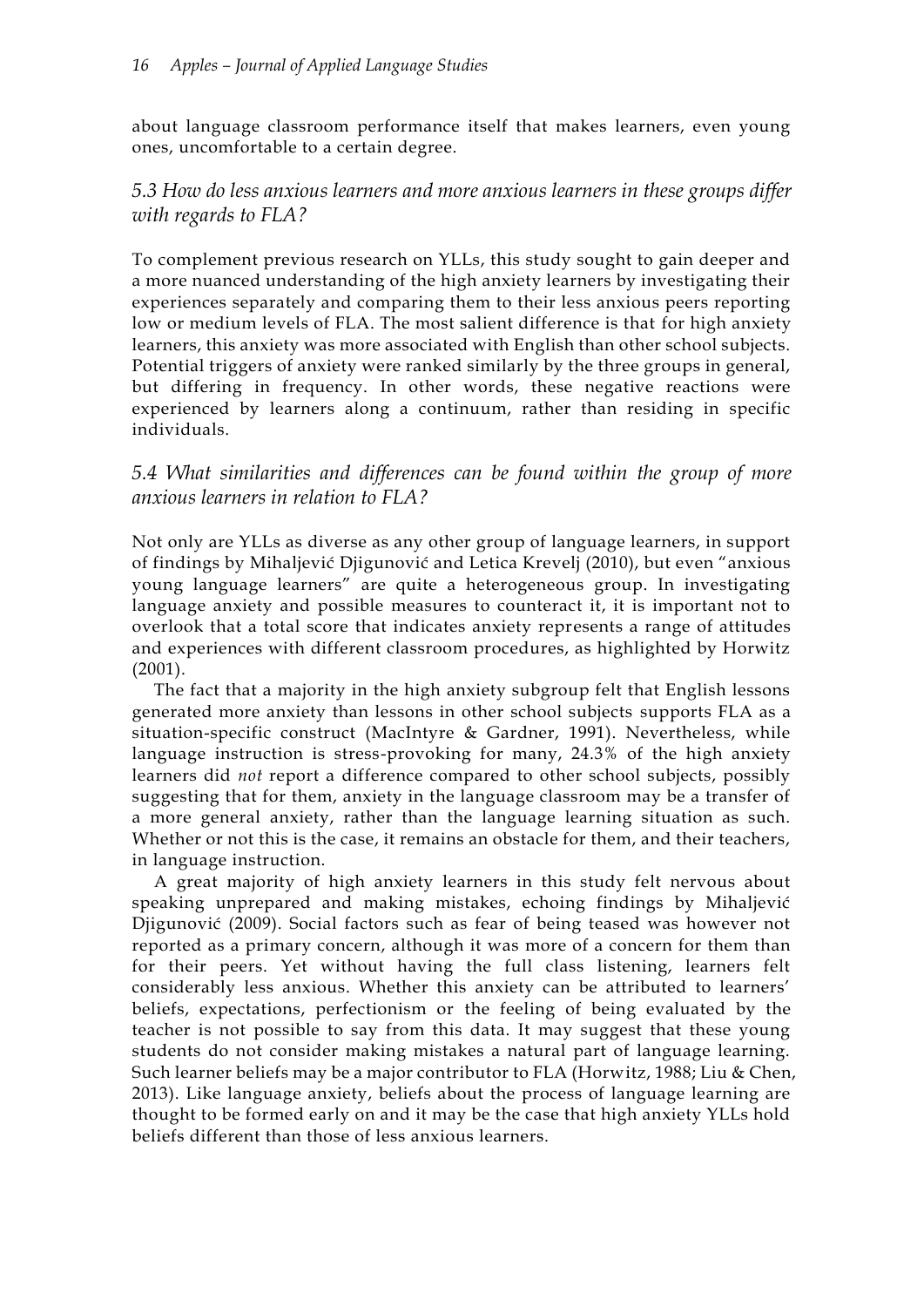about language classroom performance itself that makes learners, even young ones, uncomfortable to a certain degree.

### *5.3 How do less anxious learners and more anxious learners in these groups differ with regards to FLA?*

To complement previous research on YLLs, this study sought to gain deeper and a more nuanced understanding of the high anxiety learners by investigating their experiences separately and comparing them to their less anxious peers reporting low or medium levels of FLA. The most salient difference is that for high anxiety learners, this anxiety was more associated with English than other school subjects. Potential triggers of anxiety were ranked similarly by the three groups in general, but differing in frequency. In other words, these negative reactions were experienced by learners along a continuum, rather than residing in specific individuals.

### *5.4 What similarities and differences can be found within the group of more anxious learners in relation to FLA?*

Not only are YLLs as diverse as any other group of language learners, in support of findings by Mihaljević Djigunović and Letica Krevelj (2010), but even "anxious young language learners" are quite a heterogeneous group. In investigating language anxiety and possible measures to counteract it, it is important not to overlook that a total score that indicates anxiety represents a range of attitudes and experiences with different classroom procedures, as highlighted by Horwitz (2001).

The fact that a majority in the high anxiety subgroup felt that English lessons generated more anxiety than lessons in other school subjects supports FLA as a situation-specific construct (MacIntyre & Gardner, 1991). Nevertheless, while language instruction is stress-provoking for many, 24.3% of the high anxiety learners did *not* report a difference compared to other school subjects, possibly suggesting that for them, anxiety in the language classroom may be a transfer of a more general anxiety, rather than the language learning situation as such. Whether or not this is the case, it remains an obstacle for them, and their teachers, in language instruction.

A great majority of high anxiety learners in this study felt nervous about speaking unprepared and making mistakes, echoing findings by Mihaljević Djigunović (2009). Social factors such as fear of being teased was however not reported as a primary concern, although it was more of a concern for them than for their peers. Yet without having the full class listening, learners felt considerably less anxious. Whether this anxiety can be attributed to learners' beliefs, expectations, perfectionism or the feeling of being evaluated by the teacher is not possible to say from this data. It may suggest that these young students do not consider making mistakes a natural part of language learning. Such learner beliefs may be a major contributor to FLA (Horwitz, 1988; Liu & Chen, 2013). Like language anxiety, beliefs about the process of language learning are thought to be formed early on and it may be the case that high anxiety YLLs hold beliefs different than those of less anxious learners.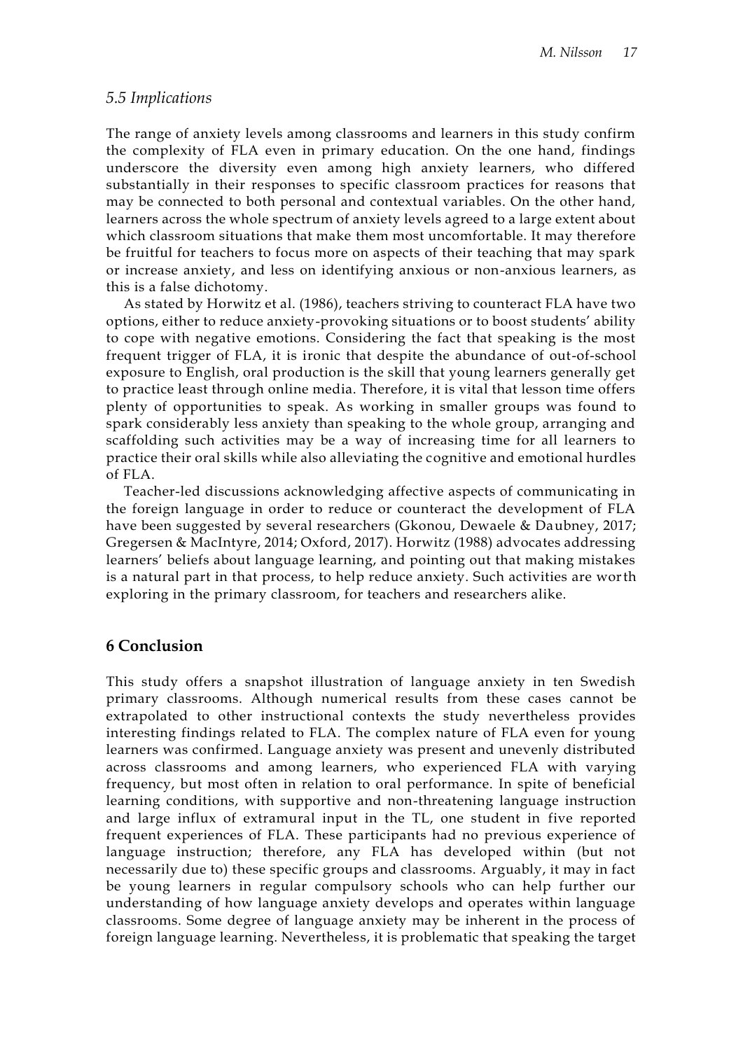### *5.5 Implications*

The range of anxiety levels among classrooms and learners in this study confirm the complexity of FLA even in primary education. On the one hand, findings underscore the diversity even among high anxiety learners, who differed substantially in their responses to specific classroom practices for reasons that may be connected to both personal and contextual variables. On the other hand, learners across the whole spectrum of anxiety levels agreed to a large extent about which classroom situations that make them most uncomfortable. It may therefore be fruitful for teachers to focus more on aspects of their teaching that may spark or increase anxiety, and less on identifying anxious or non-anxious learners, as this is a false dichotomy.

As stated by Horwitz et al. (1986), teachers striving to counteract FLA have two options, either to reduce anxiety-provoking situations or to boost students' ability to cope with negative emotions. Considering the fact that speaking is the most frequent trigger of FLA, it is ironic that despite the abundance of out-of-school exposure to English, oral production is the skill that young learners generally get to practice least through online media. Therefore, it is vital that lesson time offers plenty of opportunities to speak. As working in smaller groups was found to spark considerably less anxiety than speaking to the whole group, arranging and scaffolding such activities may be a way of increasing time for all learners to practice their oral skills while also alleviating the cognitive and emotional hurdles of FLA.

Teacher-led discussions acknowledging affective aspects of communicating in the foreign language in order to reduce or counteract the development of FLA have been suggested by several researchers (Gkonou, Dewaele & Daubney, 2017; Gregersen & MacIntyre, 2014; Oxford, 2017). Horwitz (1988) advocates addressing learners' beliefs about language learning, and pointing out that making mistakes is a natural part in that process, to help reduce anxiety. Such activities are worth exploring in the primary classroom, for teachers and researchers alike.

## 6 Conclusion

This study offers a snapshot illustration of language anxiety in ten Swedish primary classrooms. Although numerical results from these cases cannot be extrapolated to other instructional contexts the study nevertheless provides interesting findings related to FLA. The complex nature of FLA even for young learners was confirmed. Language anxiety was present and unevenly distributed across classrooms and among learners, who experienced FLA with varying frequency, but most often in relation to oral performance. In spite of beneficial learning conditions, with supportive and non-threatening language instruction and large influx of extramural input in the TL, one student in five reported frequent experiences of FLA. These participants had no previous experience of language instruction; therefore, any FLA has developed within (but not necessarily due to) these specific groups and classrooms. Arguably, it may in fact be young learners in regular compulsory schools who can help further our understanding of how language anxiety develops and operates within language classrooms. Some degree of language anxiety may be inherent in the process of foreign language learning. Nevertheless, it is problematic that speaking the target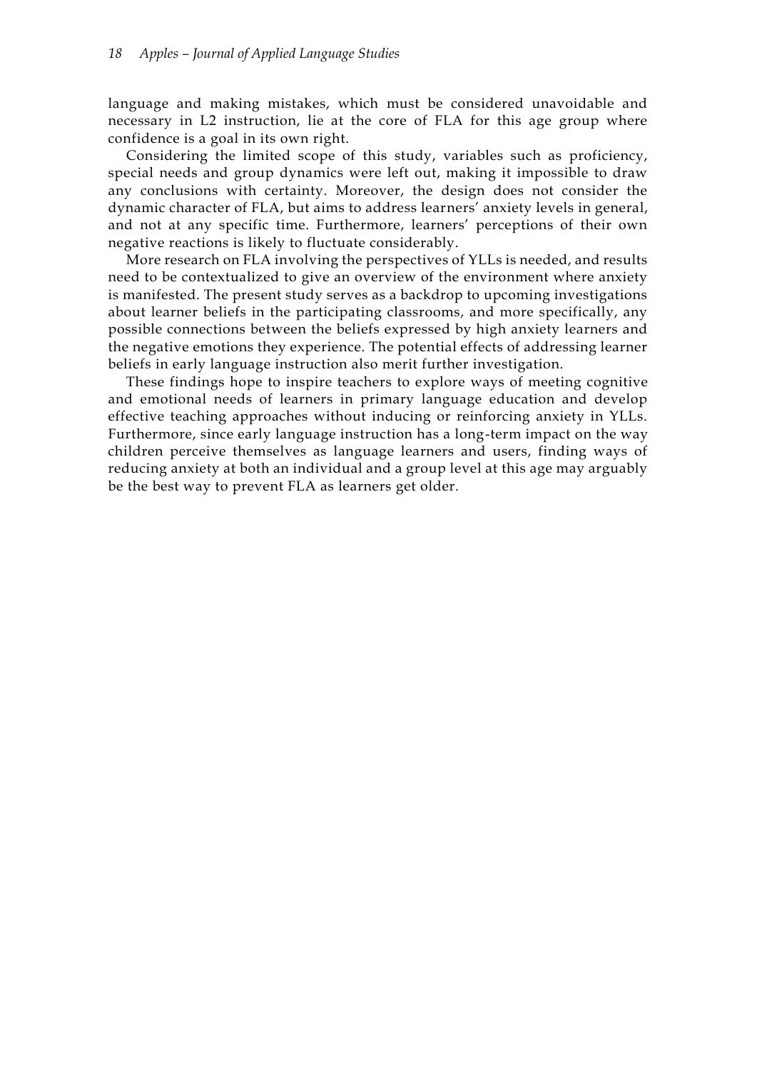language and making mistakes, which must be considered unavoidable and necessary in L2 instruction, lie at the core of FLA for this age group where confidence is a goal in its own right.

Considering the limited scope of this study, variables such as proficiency, special needs and group dynamics were left out, making it impossible to draw any conclusions with certainty. Moreover, the design does not consider the dynamic character of FLA, but aims to address learners' anxiety levels in general, and not at any specific time. Furthermore, learners' perceptions of their own negative reactions is likely to fluctuate considerably.

More research on FLA involving the perspectives of YLLs is needed, and results need to be contextualized to give an overview of the environment where anxiety is manifested. The present study serves as a backdrop to upcoming investigations about learner beliefs in the participating classrooms, and more specifically, any possible connections between the beliefs expressed by high anxiety learners and the negative emotions they experience. The potential effects of addressing learner beliefs in early language instruction also merit further investigation.

These findings hope to inspire teachers to explore ways of meeting cognitive and emotional needs of learners in primary language education and develop effective teaching approaches without inducing or reinforcing anxiety in YLLs. Furthermore, since early language instruction has a long-term impact on the way children perceive themselves as language learners and users, finding ways of reducing anxiety at both an individual and a group level at this age may arguably be the best way to prevent FLA as learners get older.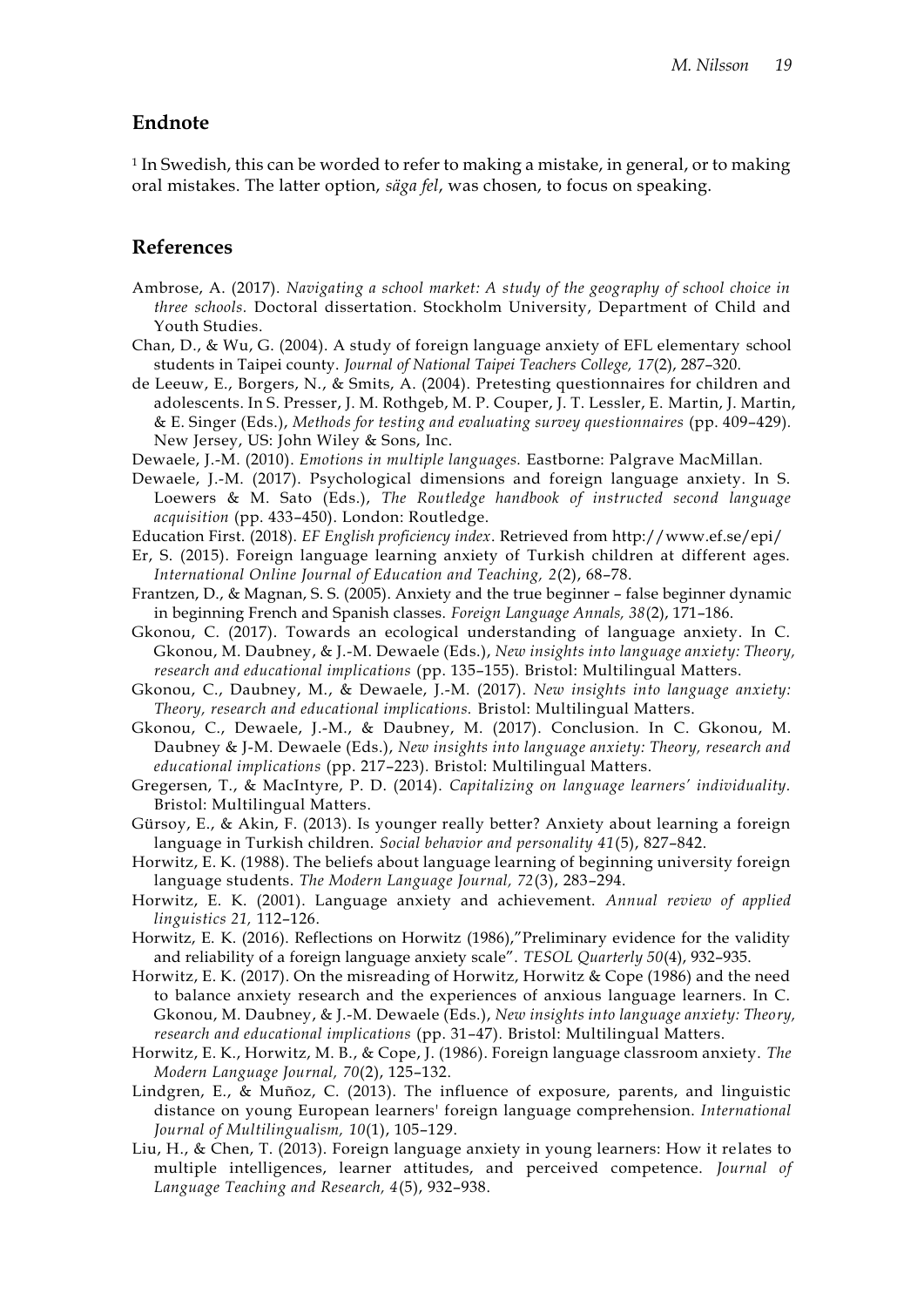## Endnote

[1] In Swedish, this can be worded to refer to making a mistake, in general, or to making oral mistakes. The latter option, *säga fel*, was chosen, to focus on speaking.

## References

Ambrose, A. (2017). *Navigating a school market: A study of the geography of school choice in three schools.* Doctoral dissertation. Stockholm University, Department of Child and Youth Studies.

Chan, D., & Wu, G. (2004). A study of foreign language anxiety of EFL elementary school students in Taipei county. *Journal of National Taipei Teachers College, 17*(2), 287–320.

de Leeuw, E., Borgers, N., & Smits, A. (2004). Pretesting questionnaires for children and adolescents. In S. Presser, J. M. Rothgeb, M. P. Couper, J. T. Lessler, E. Martin, J. Martin, & E. Singer (Eds.), *Methods for testing and evaluating survey questionnaires* (pp. 409–429). New Jersey, US: John Wiley & Sons, Inc.

Dewaele, J.-M. (2010). *Emotions in multiple languages.* Eastborne: Palgrave MacMillan.

Dewaele, J.-M. (2017). Psychological dimensions and foreign language anxiety. In S. Loewers & M. Sato (Eds.), *The Routledge handbook of instructed second language acquisition* (pp. 433–450). London: Routledge.

Education First. (2018). *EF English proficiency index*. Retrieved from http://www.ef.se/epi/

Er, S. (2015). Foreign language learning anxiety of Turkish children at different ages. *International Online Journal of Education and Teaching, 2*(2), 68–78.

Frantzen, D., & Magnan, S. S. (2005). Anxiety and the true beginner – false beginner dynamic in beginning French and Spanish classes. *Foreign Language Annals, 38*(2), 171–186.

Gkonou, C. (2017). Towards an ecological understanding of language anxiety. In C. Gkonou, M. Daubney, & J.-M. Dewaele (Eds.), *New insights into language anxiety: Theory, research and educational implications* (pp. 135–155). Bristol: Multilingual Matters.

Gkonou, C., Daubney, M., & Dewaele, J.-M. (2017). *New insights into language anxiety: Theory, research and educational implications.* Bristol: Multilingual Matters.

Gkonou, C., Dewaele, J.-M., & Daubney, M. (2017). Conclusion. In C. Gkonou, M. Daubney & J-M. Dewaele (Eds.), *New insights into language anxiety: Theory, research and educational implications* (pp. 217–223). Bristol: Multilingual Matters.

Gregersen, T., & MacIntyre, P. D. (2014). *Capitalizing on language learners' individuality.* Bristol: Multilingual Matters.

Gürsoy, E., & Akin, F. (2013). Is younger really better? Anxiety about learning a foreign language in Turkish children. *Social behavior and personality 41*(5), 827–842.

Horwitz, E. K. (1988). The beliefs about language learning of beginning university foreign language students. *The Modern Language Journal, 72*(3), 283–294.

Horwitz, E. K. (2001). Language anxiety and achievement. *Annual review of applied linguistics 21,* 112–126.

Horwitz, E. K. (2016). Reflections on Horwitz (1986),"Preliminary evidence for the validity and reliability of a foreign language anxiety scale". *TESOL Quarterly 50*(4), 932–935.

Horwitz, E. K. (2017). On the misreading of Horwitz, Horwitz & Cope (1986) and the need to balance anxiety research and the experiences of anxious language learners. In C. Gkonou, M. Daubney, & J.-M. Dewaele (Eds.), *New insights into language anxiety: Theory, research and educational implications* (pp. 31–47). Bristol: Multilingual Matters.

Horwitz, E. K., Horwitz, M. B., & Cope, J. (1986). Foreign language classroom anxiety. *The Modern Language Journal, 70*(2), 125–132.

Lindgren, E., & Muñoz, C. (2013). The influence of exposure, parents, and linguistic distance on young European learners' foreign language comprehension. *International Journal of Multilingualism, 10*(1), 105–129.

Liu, H., & Chen, T. (2013). Foreign language anxiety in young learners: How it relates to multiple intelligences, learner attitudes, and perceived competence. *Journal of Language Teaching and Research, 4*(5), 932–938.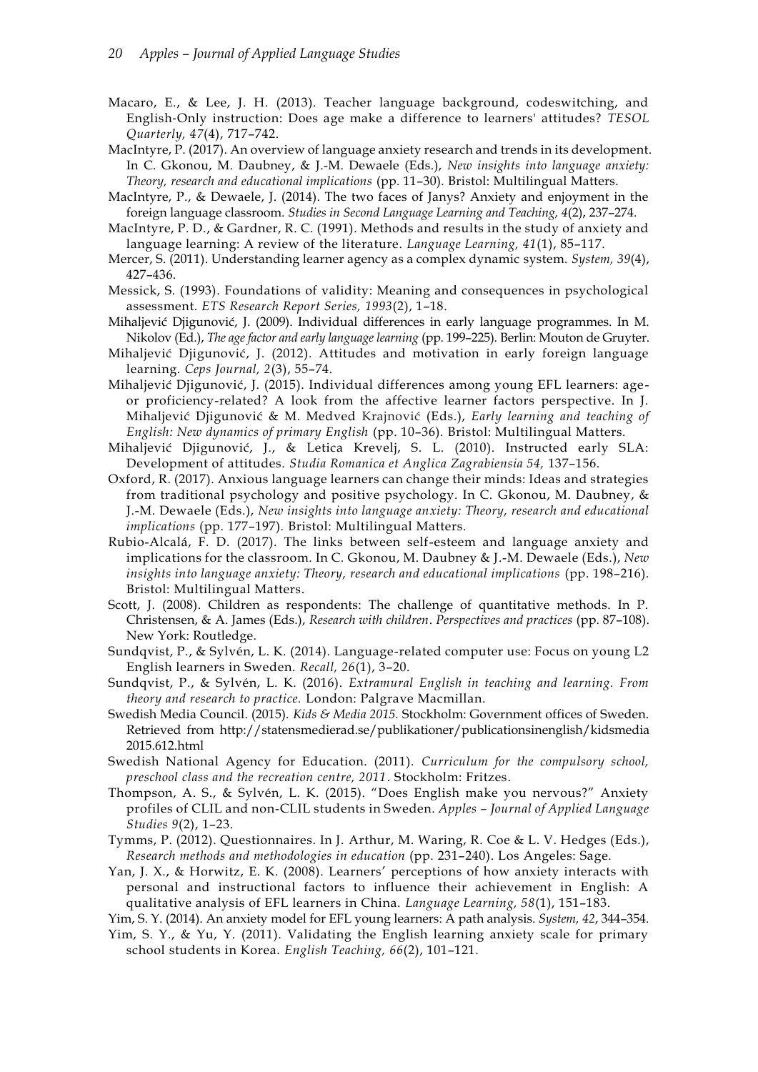Macaro, E., & Lee, J. H. (2013). Teacher language background, codeswitching, and English-Only instruction: Does age make a difference to learners' attitudes? *TESOL Quarterly, 47*(4), 717–742.

MacIntyre, P. (2017). An overview of language anxiety research and trends in its development. In C. Gkonou, M. Daubney, & J.-M. Dewaele (Eds.), *New insights into language anxiety: Theory, research and educational implications* (pp. 11–30). Bristol: Multilingual Matters.

MacIntyre, P., & Dewaele, J. (2014). The two faces of Janys? Anxiety and enjoyment in the foreign language classroom. *Studies in Second Language Learning and Teaching, 4*(2), 237–274.

MacIntyre, P. D., & Gardner, R. C. (1991). Methods and results in the study of anxiety and language learning: A review of the literature. *Language Learning, 41*(1), 85–117.

Mercer, S. (2011). Understanding learner agency as a complex dynamic system. *System, 39*(4), 427–436.

Messick, S. (1993). Foundations of validity: Meaning and consequences in psychological assessment. *ETS Research Report Series, 1993*(2), 1–18.

Mihaljević Djigunović, J. (2009). Individual differences in early language programmes. In M. Nikolov (Ed.), *The age factor and early language learning* (pp. 199–225). Berlin: Mouton de Gruyter.

Mihaljević Djigunović, J. (2012). Attitudes and motivation in early foreign language learning. *Ceps Journal, 2*(3), 55–74.

Mihaljević Djigunović, J. (2015). Individual differences among young EFL learners: age- or proficiency-related? A look from the affective learner factors perspective. In J. Mihaljević Djigunović & M. Medved Krajnović (Eds.), *Early learning and teaching of English: New dynamics of primary English* (pp. 10–36). Bristol: Multilingual Matters.

Mihaljević Djigunović, J., & Letica Krevelj, S. L. (2010). Instructed early SLA: Development of attitudes. *Studia Romanica et Anglica Zagrabiensia 54,* 137–156.

Oxford, R. (2017). Anxious language learners can change their minds: Ideas and strategies from traditional psychology and positive psychology. In C. Gkonou, M. Daubney, & J.-M. Dewaele (Eds.), *New insights into language anxiety: Theory, research and educational implications* (pp. 177–197). Bristol: Multilingual Matters.

Rubio-Alcalá, F. D. (2017). The links between self-esteem and language anxiety and implications for the classroom. In C. Gkonou, M. Daubney & J.-M. Dewaele (Eds.), *New insights into language anxiety: Theory, research and educational implications* (pp. 198–216). Bristol: Multilingual Matters.

Scott, J. (2008). Children as respondents: The challenge of quantitative methods. In P. Christensen, & A. James (Eds.), *Research with children. Perspectives and practices* (pp. 87–108). New York: Routledge.

Sundqvist, P., & Sylvén, L. K. (2014). Language-related computer use: Focus on young L2 English learners in Sweden. *Recall, 26*(1), 3–20.

Sundqvist, P., & Sylvén, L. K. (2016). *Extramural English in teaching and learning. From theory and research to practice.* London: Palgrave Macmillan.

Swedish Media Council. (2015). *Kids & Media 2015.* Stockholm: Government offices of Sweden. Retrieved from http://statensmedierad.se/publikationer/publicationsinenglish/kidsmedia2015.612.html

Swedish National Agency for Education. (2011). *Curriculum for the compulsory school, preschool class and the recreation centre, 2011*. Stockholm: Fritzes.

Thompson, A. S., & Sylvén, L. K. (2015). "Does English make you nervous?" Anxiety profiles of CLIL and non-CLIL students in Sweden. *Apples – Journal of Applied Language Studies 9*(2), 1–23.

Tymms, P. (2012). Questionnaires. In J. Arthur, M. Waring, R. Coe & L. V. Hedges (Eds.), *Research methods and methodologies in education* (pp. 231–240). Los Angeles: Sage.

Yan, J. X., & Horwitz, E. K. (2008). Learners' perceptions of how anxiety interacts with personal and instructional factors to influence their achievement in English: A qualitative analysis of EFL learners in China. *Language Learning, 58*(1), 151–183.

Yim, S. Y. (2014). An anxiety model for EFL young learners: A path analysis. *System, 42*, 344–354.

Yim, S. Y., & Yu, Y. (2011). Validating the English learning anxiety scale for primary school students in Korea. *English Teaching, 66*(2), 101–121.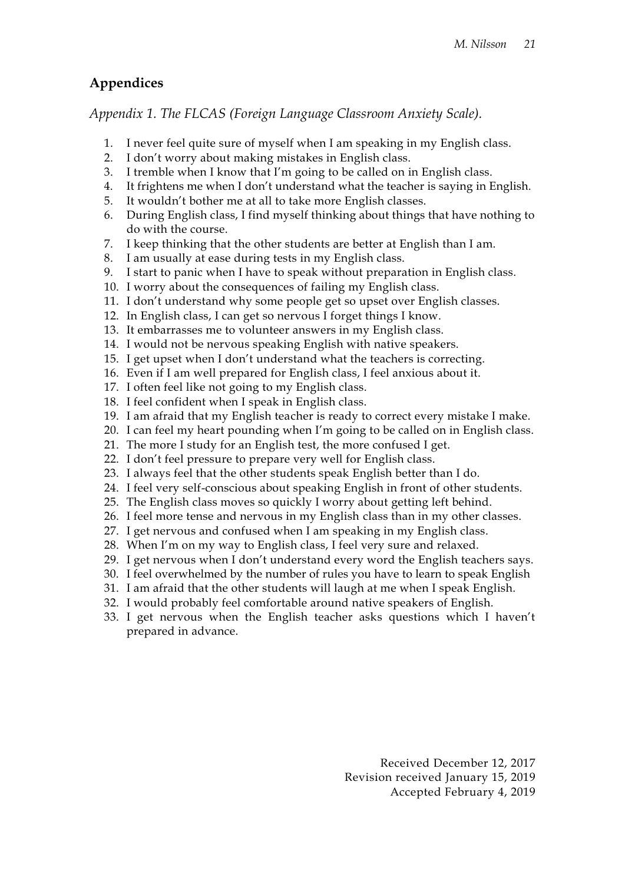## Appendices

*Appendix 1. The FLCAS (Foreign Language Classroom Anxiety Scale).*

1. I never feel quite sure of myself when I am speaking in my English class.
2. I don't worry about making mistakes in English class.
3. I tremble when I know that I'm going to be called on in English class.
4. It frightens me when I don't understand what the teacher is saying in English.
5. It wouldn't bother me at all to take more English classes.
6. During English class, I find myself thinking about things that have nothing to do with the course.
7. I keep thinking that the other students are better at English than I am.
8. I am usually at ease during tests in my English class.
9. I start to panic when I have to speak without preparation in English class.
10. I worry about the consequences of failing my English class.
11. I don't understand why some people get so upset over English classes.
12. In English class, I can get so nervous I forget things I know.
13. It embarrasses me to volunteer answers in my English class.
14. I would not be nervous speaking English with native speakers.
15. I get upset when I don't understand what the teachers is correcting.
16. Even if I am well prepared for English class, I feel anxious about it.
17. I often feel like not going to my English class.
18. I feel confident when I speak in English class.
19. I am afraid that my English teacher is ready to correct every mistake I make.
20. I can feel my heart pounding when I'm going to be called on in English class.
21. The more I study for an English test, the more confused I get.
22. I don't feel pressure to prepare very well for English class.
23. I always feel that the other students speak English better than I do.
24. I feel very self-conscious about speaking English in front of other students.
25. The English class moves so quickly I worry about getting left behind.
26. I feel more tense and nervous in my English class than in my other classes.
27. I get nervous and confused when I am speaking in my English class.
28. When I'm on my way to English class, I feel very sure and relaxed.
29. I get nervous when I don't understand every word the English teachers says.
30. I feel overwhelmed by the number of rules you have to learn to speak English
31. I am afraid that the other students will laugh at me when I speak English.
32. I would probably feel comfortable around native speakers of English.
33. I get nervous when the English teacher asks questions which I haven't prepared in advance.

Received December 12, 2017
Revision received January 15, 2019
Accepted February 4, 2019